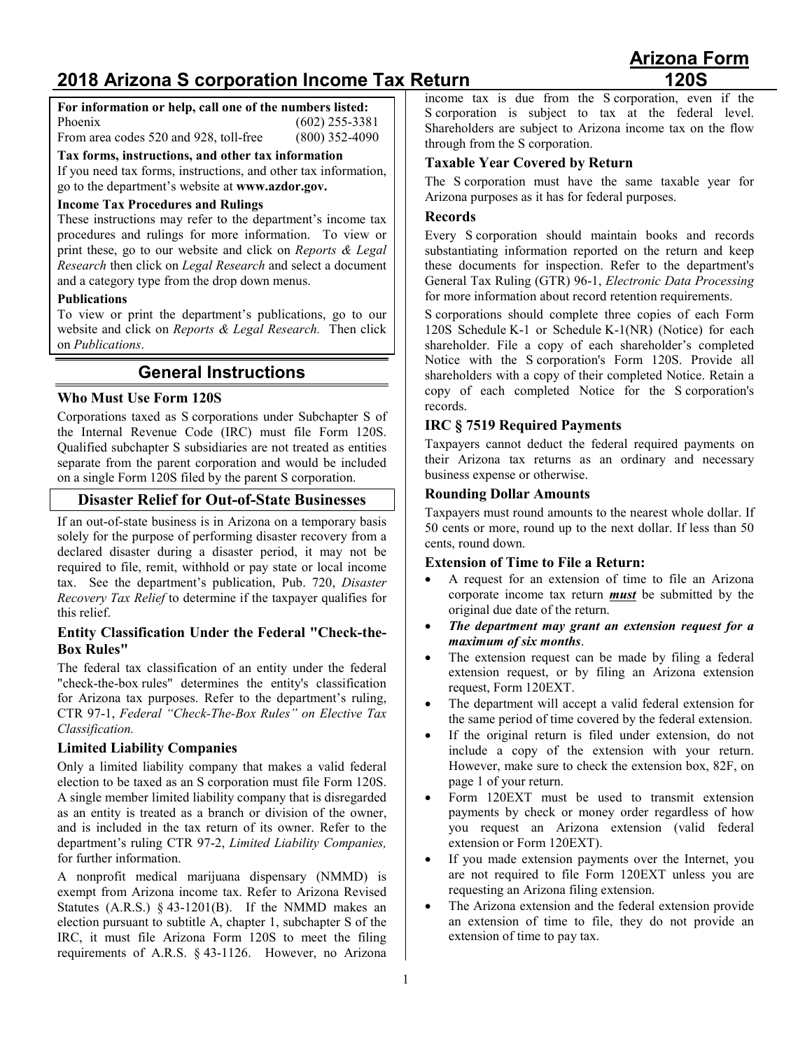# Arizona Form 120S

# 2018 Arizona S corporation Income Tax Return

**For information or help, call one of the numbers listed:**

Phoenix (602) 255-3381

From area codes 520 and 928, toll-free (800) 352-4090

**Tax forms, instructions, and other tax information**

If you need tax forms, instructions, and other tax information, go to the department's website at **www.azdor.gov.**

**Income Tax Procedures and Rulings**

These instructions may refer to the department's income tax procedures and rulings for more information. To view or print these, go to our website and click on *Reports & Legal Research* then click on *Legal Research* and select a document and a category type from the drop down menus.

**Publications**

To view or print the department's publications, go to our website and click on *Reports & Legal Research.* Then click on *Publications*.

## General Instructions

### Who Must Use Form 120S

Corporations taxed as S corporations under Subchapter S of the Internal Revenue Code (IRC) must file Form 120S. Qualified subchapter S subsidiaries are not treated as entities separate from the parent corporation and would be included on a single Form 120S filed by the parent S corporation.

### Disaster Relief for Out-of-State Businesses

If an out-of-state business is in Arizona on a temporary basis solely for the purpose of performing disaster recovery from a declared disaster during a disaster period, it may not be required to file, remit, withhold or pay state or local income tax. See the department's publication, Pub. 720, *Disaster Recovery Tax Relief* to determine if the taxpayer qualifies for this relief.

### Entity Classification Under the Federal "Check-the-Box Rules"

The federal tax classification of an entity under the federal "check-the-box rules" determines the entity's classification for Arizona tax purposes. Refer to the department's ruling, CTR 97-1, *Federal "Check-The-Box Rules" on Elective Tax Classification.*

### Limited Liability Companies

Only a limited liability company that makes a valid federal election to be taxed as an S corporation must file Form 120S. A single member limited liability company that is disregarded as an entity is treated as a branch or division of the owner, and is included in the tax return of its owner. Refer to the department's ruling CTR 97-2, *Limited Liability Companies,* for further information.

A nonprofit medical marijuana dispensary (NMMD) is exempt from Arizona income tax. Refer to Arizona Revised Statutes (A.R.S.) § 43-1201(B). If the NMMD makes an election pursuant to subtitle A, chapter 1, subchapter S of the IRC, it must file Arizona Form 120S to meet the filing requirements of A.R.S. § 43-1126. However, no Arizona income tax is due from the S corporation, even if the S corporation is subject to tax at the federal level. Shareholders are subject to Arizona income tax on the flow through from the S corporation.

### Taxable Year Covered by Return

The S corporation must have the same taxable year for Arizona purposes as it has for federal purposes.

### Records

Every S corporation should maintain books and records substantiating information reported on the return and keep these documents for inspection. Refer to the department's General Tax Ruling (GTR) 96-1, *Electronic Data Processing* for more information about record retention requirements.

S corporations should complete three copies of each Form 120S Schedule K-1 or Schedule K-1(NR) (Notice) for each shareholder. File a copy of each shareholder's completed Notice with the S corporation's Form 120S. Provide all shareholders with a copy of their completed Notice. Retain a copy of each completed Notice for the S corporation's records.

### IRC § 7519 Required Payments

Taxpayers cannot deduct the federal required payments on their Arizona tax returns as an ordinary and necessary business expense or otherwise.

### Rounding Dollar Amounts

Taxpayers must round amounts to the nearest whole dollar. If 50 cents or more, round up to the next dollar. If less than 50 cents, round down.

### Extension of Time to File a Return:

- A request for an extension of time to file an Arizona corporate income tax return ***must*** be submitted by the original due date of the return.
- ***The department may grant an extension request for a maximum of six months***.
- The extension request can be made by filing a federal extension request, or by filing an Arizona extension request, Form 120EXT.
- The department will accept a valid federal extension for the same period of time covered by the federal extension.
- If the original return is filed under extension, do not include a copy of the extension with your return. However, make sure to check the extension box, 82F, on page 1 of your return.
- Form 120EXT must be used to transmit extension payments by check or money order regardless of how you request an Arizona extension (valid federal extension or Form 120EXT).
- If you made extension payments over the Internet, you are not required to file Form 120EXT unless you are requesting an Arizona filing extension.
- The Arizona extension and the federal extension provide an extension of time to file, they do not provide an extension of time to pay tax.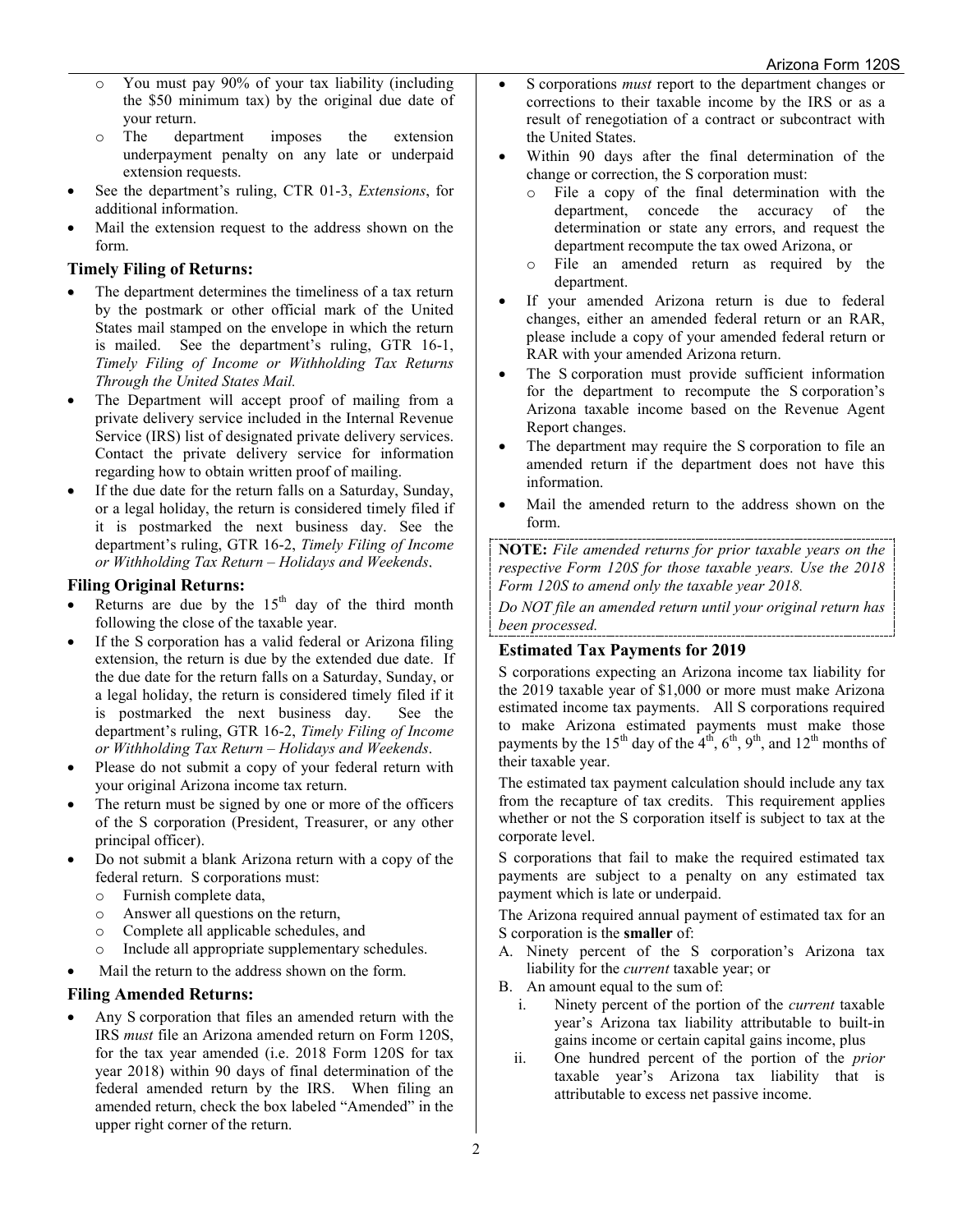- You must pay 90% of your tax liability (including the $50 minimum tax) by the original due date of your return.
- The department imposes the extension underpayment penalty on any late or underpaid extension requests.

- See the department's ruling, CTR 01-3, *Extensions*, for additional information.
- Mail the extension request to the address shown on the form.

### Timely Filing of Returns:

- The department determines the timeliness of a tax return by the postmark or other official mark of the United States mail stamped on the envelope in which the return is mailed. See the department's ruling, GTR 16-1, *Timely Filing of Income or Withholding Tax Returns Through the United States Mail.*
- The Department will accept proof of mailing from a private delivery service included in the Internal Revenue Service (IRS) list of designated private delivery services. Contact the private delivery service for information regarding how to obtain written proof of mailing.
- If the due date for the return falls on a Saturday, Sunday, or a legal holiday, the return is considered timely filed if it is postmarked the next business day. See the department's ruling, GTR 16-2, *Timely Filing of Income or Withholding Tax Return – Holidays and Weekends*.

### Filing Original Returns:

- Returns are due by the 15th day of the third month following the close of the taxable year.
- If the S corporation has a valid federal or Arizona filing extension, the return is due by the extended due date. If the due date for the return falls on a Saturday, Sunday, or a legal holiday, the return is considered timely filed if it is postmarked the next business day. See the department's ruling, GTR 16-2, *Timely Filing of Income or Withholding Tax Return – Holidays and Weekends*.
- Please do not submit a copy of your federal return with your original Arizona income tax return.
- The return must be signed by one or more of the officers of the S corporation (President, Treasurer, or any other principal officer).
- Do not submit a blank Arizona return with a copy of the federal return. S corporations must:
  - Furnish complete data,
  - Answer all questions on the return,
  - Complete all applicable schedules, and
  - Include all appropriate supplementary schedules.
- Mail the return to the address shown on the form.

### Filing Amended Returns:

- Any S corporation that files an amended return with the IRS *must* file an Arizona amended return on Form 120S, for the tax year amended (i.e. 2018 Form 120S for tax year 2018) within 90 days of final determination of the federal amended return by the IRS. When filing an amended return, check the box labeled "Amended" in the upper right corner of the return.
- S corporations *must* report to the department changes or corrections to their taxable income by the IRS or as a result of renegotiation of a contract or subcontract with the United States.
- Within 90 days after the final determination of the change or correction, the S corporation must:
  - File a copy of the final determination with the department, concede the accuracy of the determination or state any errors, and request the department recompute the tax owed Arizona, or
  - File an amended return as required by the department.
- If your amended Arizona return is due to federal changes, either an amended federal return or an RAR, please include a copy of your amended federal return or RAR with your amended Arizona return.
- The S corporation must provide sufficient information for the department to recompute the S corporation's Arizona taxable income based on the Revenue Agent Report changes.
- The department may require the S corporation to file an amended return if the department does not have this information.
- Mail the amended return to the address shown on the form.

**NOTE:** *File amended returns for prior taxable years on the respective Form 120S for those taxable years. Use the 2018 Form 120S to amend only the taxable year 2018.*

*Do NOT file an amended return until your original return has been processed.*

### Estimated Tax Payments for 2019

S corporations expecting an Arizona income tax liability for the 2019 taxable year of $1,000 or more must make Arizona estimated income tax payments. All S corporations required to make Arizona estimated payments must make those payments by the 15th day of the 4th, 6th, 9th, and 12th months of their taxable year.

The estimated tax payment calculation should include any tax from the recapture of tax credits. This requirement applies whether or not the S corporation itself is subject to tax at the corporate level.

S corporations that fail to make the required estimated tax payments are subject to a penalty on any estimated tax payment which is late or underpaid.

The Arizona required annual payment of estimated tax for an S corporation is the **smaller** of:

A. Ninety percent of the S corporation's Arizona tax liability for the *current* taxable year; or

B. An amount equal to the sum of:

   i. Ninety percent of the portion of the *current* taxable year's Arizona tax liability attributable to built-in gains income or certain capital gains income, plus

   ii. One hundred percent of the portion of the *prior* taxable year's Arizona tax liability that is attributable to excess net passive income.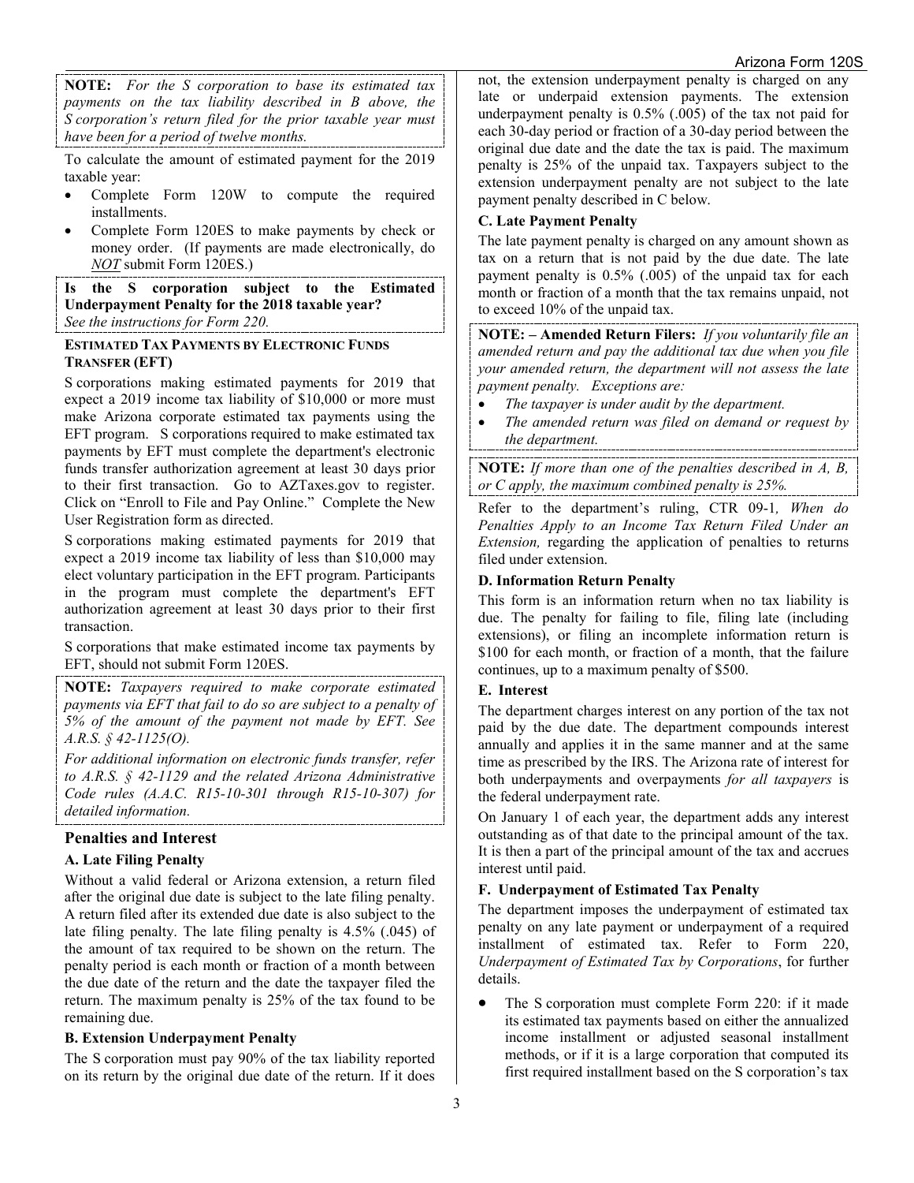**NOTE:** *For the S corporation to base its estimated tax payments on the tax liability described in B above, the S corporation's return filed for the prior taxable year must have been for a period of twelve months.*

To calculate the amount of estimated payment for the 2019 taxable year:

- Complete Form 120W to compute the required installments.
- Complete Form 120ES to make payments by check or money order. (If payments are made electronically, do ***NOT*** submit Form 120ES.)

**Is the S corporation subject to the Estimated Underpayment Penalty for the 2018 taxable year?**
*See the instructions for Form 220.*

**ESTIMATED TAX PAYMENTS BY ELECTRONIC FUNDS TRANSFER (EFT)**

S corporations making estimated payments for 2019 that expect a 2019 income tax liability of $10,000 or more must make Arizona corporate estimated tax payments using the EFT program. S corporations required to make estimated tax payments by EFT must complete the department's electronic funds transfer authorization agreement at least 30 days prior to their first transaction. Go to AZTaxes.gov to register. Click on "Enroll to File and Pay Online." Complete the New User Registration form as directed.

S corporations making estimated payments for 2019 that expect a 2019 income tax liability of less than $10,000 may elect voluntary participation in the EFT program. Participants in the program must complete the department's EFT authorization agreement at least 30 days prior to their first transaction.

S corporations that make estimated income tax payments by EFT, should not submit Form 120ES.

**NOTE:** *Taxpayers required to make corporate estimated payments via EFT that fail to do so are subject to a penalty of 5% of the amount of the payment not made by EFT. See A.R.S. § 42-1125(O).*

*For additional information on electronic funds transfer, refer to A.R.S. § 42-1129 and the related Arizona Administrative Code rules (A.A.C. R15-10-301 through R15-10-307) for detailed information.*

## Penalties and Interest

### A. Late Filing Penalty

Without a valid federal or Arizona extension, a return filed after the original due date is subject to the late filing penalty. A return filed after its extended due date is also subject to the late filing penalty. The late filing penalty is 4.5% (.045) of the amount of tax required to be shown on the return. The penalty period is each month or fraction of a month between the due date of the return and the date the taxpayer filed the return. The maximum penalty is 25% of the tax found to be remaining due.

### B. Extension Underpayment Penalty

The S corporation must pay 90% of the tax liability reported on its return by the original due date of the return. If it does not, the extension underpayment penalty is charged on any late or underpaid extension payments. The extension underpayment penalty is 0.5% (.005) of the tax not paid for each 30-day period or fraction of a 30-day period between the original due date and the date the tax is paid. The maximum penalty is 25% of the unpaid tax. Taxpayers subject to the extension underpayment penalty are not subject to the late payment penalty described in C below.

### C. Late Payment Penalty

The late payment penalty is charged on any amount shown as tax on a return that is not paid by the due date. The late payment penalty is 0.5% (.005) of the unpaid tax for each month or fraction of a month that the tax remains unpaid, not to exceed 10% of the unpaid tax.

**NOTE: – Amended Return Filers:** *If you voluntarily file an amended return and pay the additional tax due when you file your amended return, the department will not assess the late payment penalty. Exceptions are:*

- *The taxpayer is under audit by the department.*
- *The amended return was filed on demand or request by the department.*

**NOTE:** *If more than one of the penalties described in A, B, or C apply, the maximum combined penalty is 25%.*

Refer to the department's ruling, CTR 09-1, *When do Penalties Apply to an Income Tax Return Filed Under an Extension,* regarding the application of penalties to returns filed under extension.

### D. Information Return Penalty

This form is an information return when no tax liability is due. The penalty for failing to file, filing late (including extensions), or filing an incomplete information return is $100 for each month, or fraction of a month, that the failure continues, up to a maximum penalty of $500.

### E. Interest

The department charges interest on any portion of the tax not paid by the due date. The department compounds interest annually and applies it in the same manner and at the same time as prescribed by the IRS. The Arizona rate of interest for both underpayments and overpayments *for all taxpayers* is the federal underpayment rate.

On January 1 of each year, the department adds any interest outstanding as of that date to the principal amount of the tax. It is then a part of the principal amount of the tax and accrues interest until paid.

### F. Underpayment of Estimated Tax Penalty

The department imposes the underpayment of estimated tax penalty on any late payment or underpayment of a required installment of estimated tax. Refer to Form 220, *Underpayment of Estimated Tax by Corporations*, for further details.

- The S corporation must complete Form 220: if it made its estimated tax payments based on either the annualized income installment or adjusted seasonal installment methods, or if it is a large corporation that computed its first required installment based on the S corporation's tax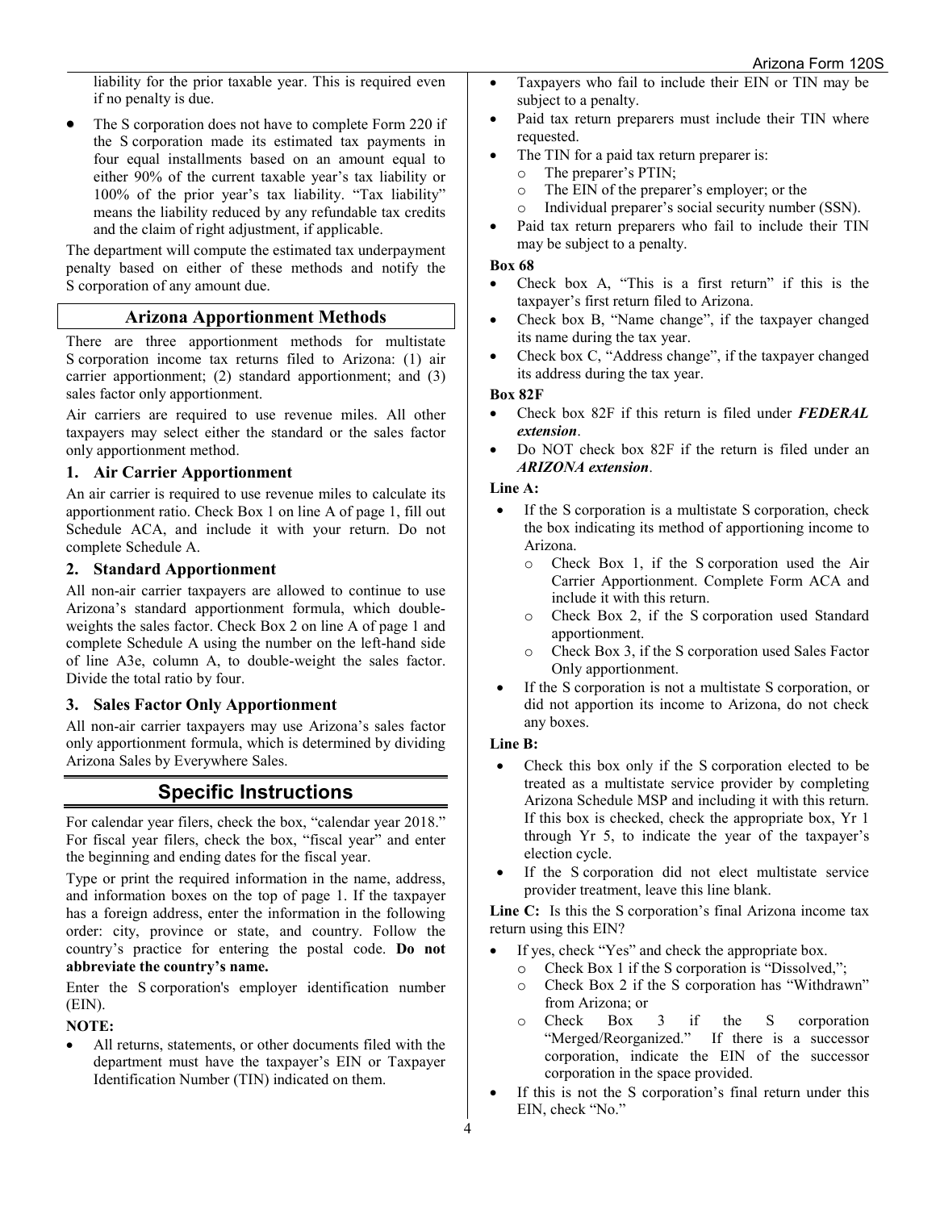liability for the prior taxable year. This is required even if no penalty is due.

- The S corporation does not have to complete Form 220 if the S corporation made its estimated tax payments in four equal installments based on an amount equal to either 90% of the current taxable year's tax liability or 100% of the prior year's tax liability. "Tax liability" means the liability reduced by any refundable tax credits and the claim of right adjustment, if applicable.

The department will compute the estimated tax underpayment penalty based on either of these methods and notify the S corporation of any amount due.

## Arizona Apportionment Methods

There are three apportionment methods for multistate S corporation income tax returns filed to Arizona: (1) air carrier apportionment; (2) standard apportionment; and (3) sales factor only apportionment.

Air carriers are required to use revenue miles. All other taxpayers may select either the standard or the sales factor only apportionment method.

### 1. Air Carrier Apportionment

An air carrier is required to use revenue miles to calculate its apportionment ratio. Check Box 1 on line A of page 1, fill out Schedule ACA, and include it with your return. Do not complete Schedule A.

### 2. Standard Apportionment

All non-air carrier taxpayers are allowed to continue to use Arizona's standard apportionment formula, which double-weights the sales factor. Check Box 2 on line A of page 1 and complete Schedule A using the number on the left-hand side of line A3e, column A, to double-weight the sales factor. Divide the total ratio by four.

### 3. Sales Factor Only Apportionment

All non-air carrier taxpayers may use Arizona's sales factor only apportionment formula, which is determined by dividing Arizona Sales by Everywhere Sales.

## Specific Instructions

For calendar year filers, check the box, "calendar year 2018." For fiscal year filers, check the box, "fiscal year" and enter the beginning and ending dates for the fiscal year.

Type or print the required information in the name, address, and information boxes on the top of page 1. If the taxpayer has a foreign address, enter the information in the following order: city, province or state, and country. Follow the country's practice for entering the postal code. **Do not abbreviate the country's name.**

Enter the S corporation's employer identification number (EIN).

**NOTE:**

- All returns, statements, or other documents filed with the department must have the taxpayer's EIN or Taxpayer Identification Number (TIN) indicated on them.
- Taxpayers who fail to include their EIN or TIN may be subject to a penalty.
- Paid tax return preparers must include their TIN where requested.
- The TIN for a paid tax return preparer is:
  - The preparer's PTIN;
  - The EIN of the preparer's employer; or the
  - Individual preparer's social security number (SSN).
- Paid tax return preparers who fail to include their TIN may be subject to a penalty.

**Box 68**

- Check box A, "This is a first return" if this is the taxpayer's first return filed to Arizona.
- Check box B, "Name change", if the taxpayer changed its name during the tax year.
- Check box C, "Address change", if the taxpayer changed its address during the tax year.

**Box 82F**

- Check box 82F if this return is filed under ***FEDERAL extension***.
- Do NOT check box 82F if the return is filed under an ***ARIZONA extension***.

**Line A:**

- If the S corporation is a multistate S corporation, check the box indicating its method of apportioning income to Arizona.
  - Check Box 1, if the S corporation used the Air Carrier Apportionment. Complete Form ACA and include it with this return.
  - Check Box 2, if the S corporation used Standard apportionment.
  - Check Box 3, if the S corporation used Sales Factor Only apportionment.
- If the S corporation is not a multistate S corporation, or did not apportion its income to Arizona, do not check any boxes.

**Line B:**

- Check this box only if the S corporation elected to be treated as a multistate service provider by completing Arizona Schedule MSP and including it with this return. If this box is checked, check the appropriate box, Yr 1 through Yr 5, to indicate the year of the taxpayer's election cycle.
- If the S corporation did not elect multistate service provider treatment, leave this line blank.

**Line C:** Is this the S corporation's final Arizona income tax return using this EIN?

- If yes, check "Yes" and check the appropriate box.
  - Check Box 1 if the S corporation is "Dissolved,";
  - Check Box 2 if the S corporation has "Withdrawn" from Arizona; or
  - Check Box 3 if the S corporation "Merged/Reorganized." If there is a successor corporation, indicate the EIN of the successor corporation in the space provided.
- If this is not the S corporation's final return under this EIN, check "No."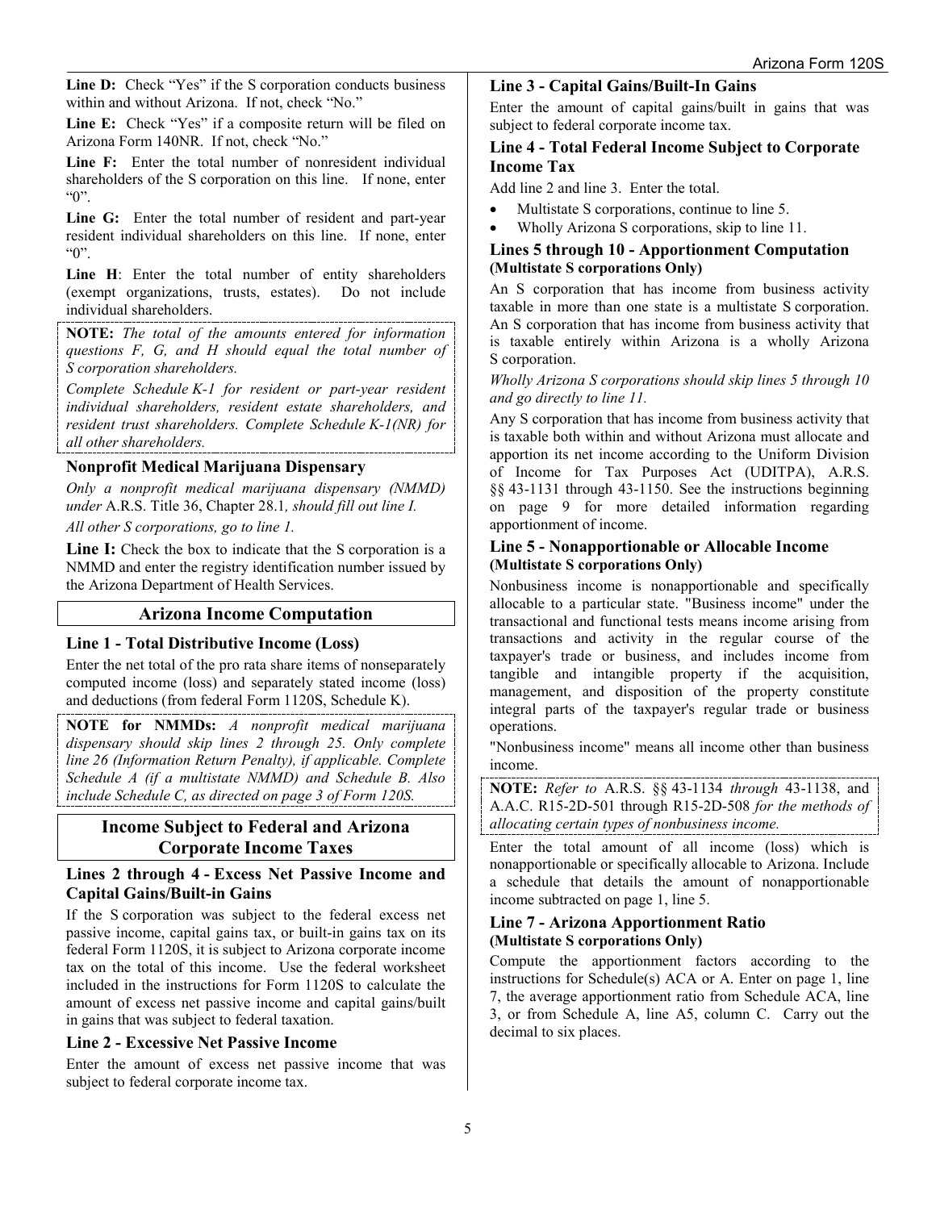**Line D:** Check "Yes" if the S corporation conducts business within and without Arizona. If not, check "No."

**Line E:** Check "Yes" if a composite return will be filed on Arizona Form 140NR. If not, check "No."

**Line F:** Enter the total number of nonresident individual shareholders of the S corporation on this line. If none, enter "0".

**Line G:** Enter the total number of resident and part-year resident individual shareholders on this line. If none, enter "0".

**Line H**: Enter the total number of entity shareholders (exempt organizations, trusts, estates). Do not include individual shareholders.

**NOTE:** *The total of the amounts entered for information questions F, G, and H should equal the total number of S corporation shareholders.*

*Complete Schedule K-1 for resident or part-year resident individual shareholders, resident estate shareholders, and resident trust shareholders. Complete Schedule K-1(NR) for all other shareholders.*

### Nonprofit Medical Marijuana Dispensary

*Only a nonprofit medical marijuana dispensary (NMMD) under* A.R.S. Title 36, Chapter 28.1*, should fill out line I.*

*All other S corporations, go to line 1.*

**Line I:** Check the box to indicate that the S corporation is a NMMD and enter the registry identification number issued by the Arizona Department of Health Services.

## Arizona Income Computation

### Line 1 - Total Distributive Income (Loss)

Enter the net total of the pro rata share items of nonseparately computed income (loss) and separately stated income (loss) and deductions (from federal Form 1120S, Schedule K).

**NOTE for NMMDs:** *A nonprofit medical marijuana dispensary should skip lines 2 through 25. Only complete line 26 (Information Return Penalty), if applicable. Complete Schedule A (if a multistate NMMD) and Schedule B. Also include Schedule C, as directed on page 3 of Form 120S.*

## Income Subject to Federal and Arizona Corporate Income Taxes

### Lines 2 through 4 - Excess Net Passive Income and Capital Gains/Built-in Gains

If the S corporation was subject to the federal excess net passive income, capital gains tax, or built-in gains tax on its federal Form 1120S, it is subject to Arizona corporate income tax on the total of this income. Use the federal worksheet included in the instructions for Form 1120S to calculate the amount of excess net passive income and capital gains/built in gains that was subject to federal taxation.

### Line 2 - Excessive Net Passive Income

Enter the amount of excess net passive income that was subject to federal corporate income tax.

### Line 3 - Capital Gains/Built-In Gains

Enter the amount of capital gains/built in gains that was subject to federal corporate income tax.

### Line 4 - Total Federal Income Subject to Corporate Income Tax

Add line 2 and line 3. Enter the total.

- Multistate S corporations, continue to line 5.
- Wholly Arizona S corporations, skip to line 11.

### Lines 5 through 10 - Apportionment Computation (Multistate S corporations Only)

An S corporation that has income from business activity taxable in more than one state is a multistate S corporation. An S corporation that has income from business activity that is taxable entirely within Arizona is a wholly Arizona S corporation.

*Wholly Arizona S corporations should skip lines 5 through 10 and go directly to line 11.*

Any S corporation that has income from business activity that is taxable both within and without Arizona must allocate and apportion its net income according to the Uniform Division of Income for Tax Purposes Act (UDITPA), A.R.S. §§ 43-1131 through 43-1150. See the instructions beginning on page 9 for more detailed information regarding apportionment of income.

### Line 5 - Nonapportionable or Allocable Income (Multistate S corporations Only)

Nonbusiness income is nonapportionable and specifically allocable to a particular state. "Business income" under the transactional and functional tests means income arising from transactions and activity in the regular course of the taxpayer's trade or business, and includes income from tangible and intangible property if the acquisition, management, and disposition of the property constitute integral parts of the taxpayer's regular trade or business operations.

"Nonbusiness income" means all income other than business income.

**NOTE:** *Refer to* A.R.S. §§ 43-1134 *through* 43-1138, and A.A.C. R15-2D-501 through R15-2D-508 *for the methods of allocating certain types of nonbusiness income.*

Enter the total amount of all income (loss) which is nonapportionable or specifically allocable to Arizona. Include a schedule that details the amount of nonapportionable income subtracted on page 1, line 5.

### Line 7 - Arizona Apportionment Ratio (Multistate S corporations Only)

Compute the apportionment factors according to the instructions for Schedule(s) ACA or A. Enter on page 1, line 7, the average apportionment ratio from Schedule ACA, line 3, or from Schedule A, line A5, column C. Carry out the decimal to six places.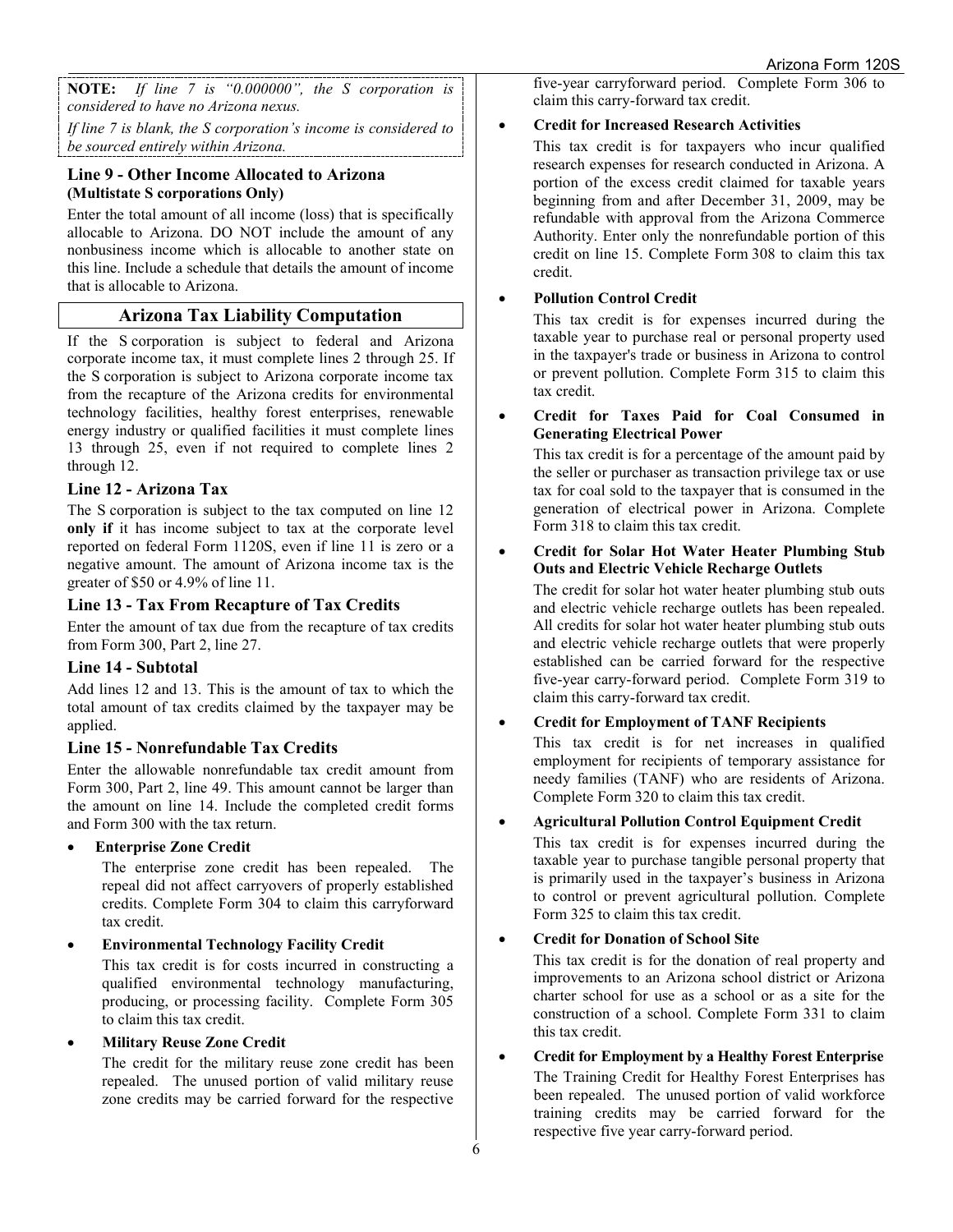**NOTE:** *If line 7 is "0.000000", the S corporation is considered to have no Arizona nexus.*

*If line 7 is blank, the S corporation's income is considered to be sourced entirely within Arizona.*

### Line 9 - Other Income Allocated to Arizona
**(Multistate S corporations Only)**

Enter the total amount of all income (loss) that is specifically allocable to Arizona. DO NOT include the amount of any nonbusiness income which is allocable to another state on this line. Include a schedule that details the amount of income that is allocable to Arizona.

## Arizona Tax Liability Computation

If the S corporation is subject to federal and Arizona corporate income tax, it must complete lines 2 through 25. If the S corporation is subject to Arizona corporate income tax from the recapture of the Arizona credits for environmental technology facilities, healthy forest enterprises, renewable energy industry or qualified facilities it must complete lines 13 through 25, even if not required to complete lines 2 through 12.

### Line 12 - Arizona Tax

The S corporation is subject to the tax computed on line 12 **only if** it has income subject to tax at the corporate level reported on federal Form 1120S, even if line 11 is zero or a negative amount. The amount of Arizona income tax is the greater of $50 or 4.9% of line 11.

### Line 13 - Tax From Recapture of Tax Credits

Enter the amount of tax due from the recapture of tax credits from Form 300, Part 2, line 27.

### Line 14 - Subtotal

Add lines 12 and 13. This is the amount of tax to which the total amount of tax credits claimed by the taxpayer may be applied.

### Line 15 - Nonrefundable Tax Credits

Enter the allowable nonrefundable tax credit amount from Form 300, Part 2, line 49. This amount cannot be larger than the amount on line 14. Include the completed credit forms and Form 300 with the tax return.

- **Enterprise Zone Credit**

  The enterprise zone credit has been repealed. The repeal did not affect carryovers of properly established credits. Complete Form 304 to claim this carryforward tax credit.

- **Environmental Technology Facility Credit**

  This tax credit is for costs incurred in constructing a qualified environmental technology manufacturing, producing, or processing facility. Complete Form 305 to claim this tax credit.

- **Military Reuse Zone Credit**

  The credit for the military reuse zone credit has been repealed. The unused portion of valid military reuse zone credits may be carried forward for the respective five-year carryforward period. Complete Form 306 to claim this carry-forward tax credit.

- **Credit for Increased Research Activities**

  This tax credit is for taxpayers who incur qualified research expenses for research conducted in Arizona. A portion of the excess credit claimed for taxable years beginning from and after December 31, 2009, may be refundable with approval from the Arizona Commerce Authority. Enter only the nonrefundable portion of this credit on line 15. Complete Form 308 to claim this tax credit.

- **Pollution Control Credit**

  This tax credit is for expenses incurred during the taxable year to purchase real or personal property used in the taxpayer's trade or business in Arizona to control or prevent pollution. Complete Form 315 to claim this tax credit.

- **Credit for Taxes Paid for Coal Consumed in Generating Electrical Power**

  This tax credit is for a percentage of the amount paid by the seller or purchaser as transaction privilege tax or use tax for coal sold to the taxpayer that is consumed in the generation of electrical power in Arizona. Complete Form 318 to claim this tax credit.

- **Credit for Solar Hot Water Heater Plumbing Stub Outs and Electric Vehicle Recharge Outlets**

  The credit for solar hot water heater plumbing stub outs and electric vehicle recharge outlets has been repealed. All credits for solar hot water heater plumbing stub outs and electric vehicle recharge outlets that were properly established can be carried forward for the respective five-year carry-forward period. Complete Form 319 to claim this carry-forward tax credit.

- **Credit for Employment of TANF Recipients**

  This tax credit is for net increases in qualified employment for recipients of temporary assistance for needy families (TANF) who are residents of Arizona. Complete Form 320 to claim this tax credit.

- **Agricultural Pollution Control Equipment Credit**

  This tax credit is for expenses incurred during the taxable year to purchase tangible personal property that is primarily used in the taxpayer's business in Arizona to control or prevent agricultural pollution. Complete Form 325 to claim this tax credit.

- **Credit for Donation of School Site**

  This tax credit is for the donation of real property and improvements to an Arizona school district or Arizona charter school for use as a school or as a site for the construction of a school. Complete Form 331 to claim this tax credit.

- **Credit for Employment by a Healthy Forest Enterprise**

  The Training Credit for Healthy Forest Enterprises has been repealed. The unused portion of valid workforce training credits may be carried forward for the respective five year carry-forward period.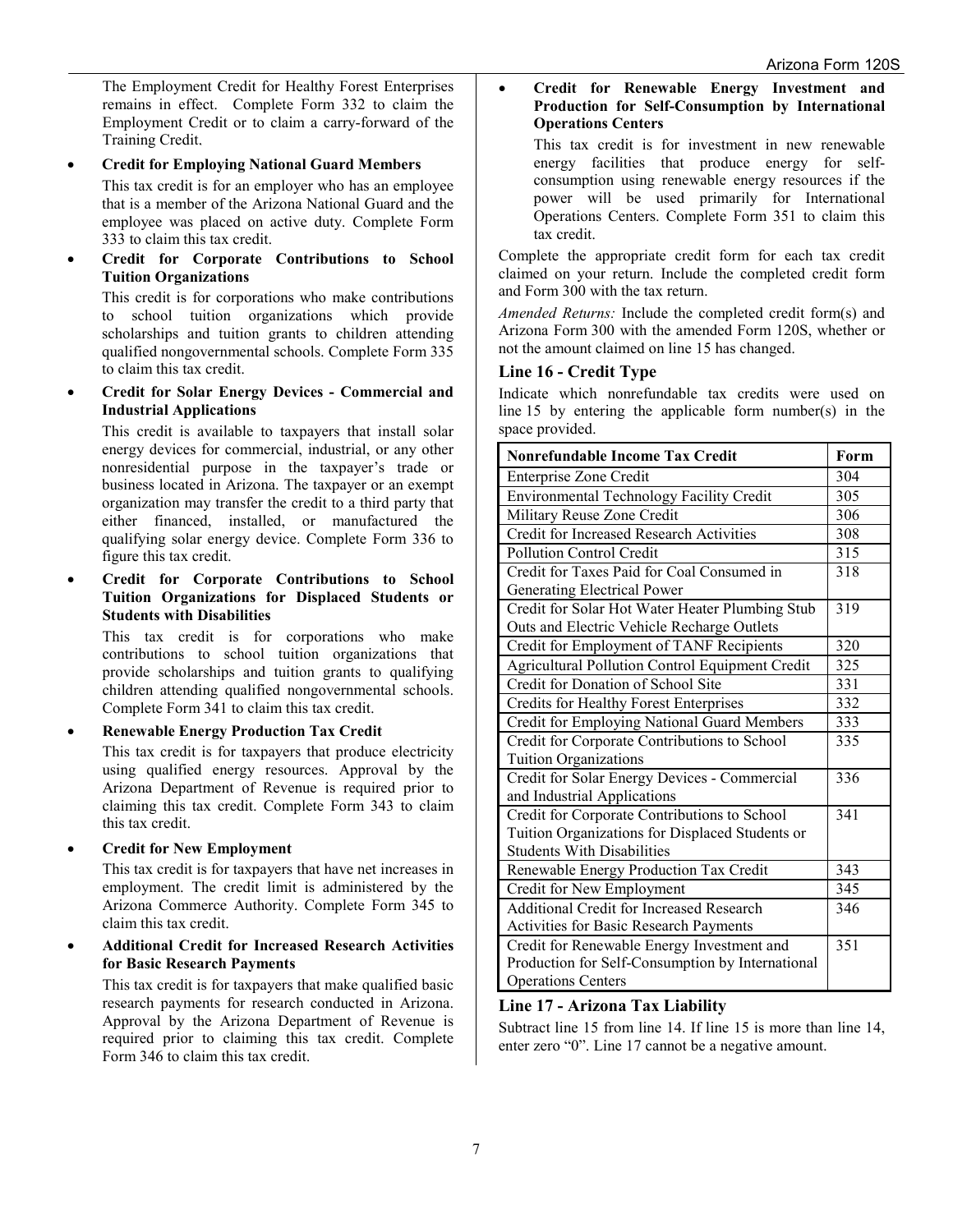The Employment Credit for Healthy Forest Enterprises remains in effect. Complete Form 332 to claim the Employment Credit or to claim a carry-forward of the Training Credit.

- **Credit for Employing National Guard Members**

  This tax credit is for an employer who has an employee that is a member of the Arizona National Guard and the employee was placed on active duty. Complete Form 333 to claim this tax credit.

- **Credit for Corporate Contributions to School Tuition Organizations**

  This credit is for corporations who make contributions to school tuition organizations which provide scholarships and tuition grants to children attending qualified nongovernmental schools. Complete Form 335 to claim this tax credit.

- **Credit for Solar Energy Devices - Commercial and Industrial Applications**

  This credit is available to taxpayers that install solar energy devices for commercial, industrial, or any other nonresidential purpose in the taxpayer's trade or business located in Arizona. The taxpayer or an exempt organization may transfer the credit to a third party that either financed, installed, or manufactured the qualifying solar energy device. Complete Form 336 to figure this tax credit.

- **Credit for Corporate Contributions to School Tuition Organizations for Displaced Students or Students with Disabilities**

  This tax credit is for corporations who make contributions to school tuition organizations that provide scholarships and tuition grants to qualifying children attending qualified nongovernmental schools. Complete Form 341 to claim this tax credit.

- **Renewable Energy Production Tax Credit**

  This tax credit is for taxpayers that produce electricity using qualified energy resources. Approval by the Arizona Department of Revenue is required prior to claiming this tax credit. Complete Form 343 to claim this tax credit.

- **Credit for New Employment**

  This tax credit is for taxpayers that have net increases in employment. The credit limit is administered by the Arizona Commerce Authority. Complete Form 345 to claim this tax credit.

- **Additional Credit for Increased Research Activities for Basic Research Payments**

  This tax credit is for taxpayers that make qualified basic research payments for research conducted in Arizona. Approval by the Arizona Department of Revenue is required prior to claiming this tax credit. Complete Form 346 to claim this tax credit.

- **Credit for Renewable Energy Investment and Production for Self-Consumption by International Operations Centers**

  This tax credit is for investment in new renewable energy facilities that produce energy for self-consumption using renewable energy resources if the power will be used primarily for International Operations Centers. Complete Form 351 to claim this tax credit.

Complete the appropriate credit form for each tax credit claimed on your return. Include the completed credit form and Form 300 with the tax return.

*Amended Returns:* Include the completed credit form(s) and Arizona Form 300 with the amended Form 120S, whether or not the amount claimed on line 15 has changed.

## Line 16 - Credit Type

Indicate which nonrefundable tax credits were used on line 15 by entering the applicable form number(s) in the space provided.

| Nonrefundable Income Tax Credit | Form |
|---|---|
| Enterprise Zone Credit | 304 |
| Environmental Technology Facility Credit | 305 |
| Military Reuse Zone Credit | 306 |
| Credit for Increased Research Activities | 308 |
| Pollution Control Credit | 315 |
| Credit for Taxes Paid for Coal Consumed in Generating Electrical Power | 318 |
| Credit for Solar Hot Water Heater Plumbing Stub Outs and Electric Vehicle Recharge Outlets | 319 |
| Credit for Employment of TANF Recipients | 320 |
| Agricultural Pollution Control Equipment Credit | 325 |
| Credit for Donation of School Site | 331 |
| Credits for Healthy Forest Enterprises | 332 |
| Credit for Employing National Guard Members | 333 |
| Credit for Corporate Contributions to School Tuition Organizations | 335 |
| Credit for Solar Energy Devices - Commercial and Industrial Applications | 336 |
| Credit for Corporate Contributions to School Tuition Organizations for Displaced Students or Students With Disabilities | 341 |
| Renewable Energy Production Tax Credit | 343 |
| Credit for New Employment | 345 |
| Additional Credit for Increased Research Activities for Basic Research Payments | 346 |
| Credit for Renewable Energy Investment and Production for Self-Consumption by International Operations Centers | 351 |

## Line 17 - Arizona Tax Liability

Subtract line 15 from line 14. If line 15 is more than line 14, enter zero "0". Line 17 cannot be a negative amount.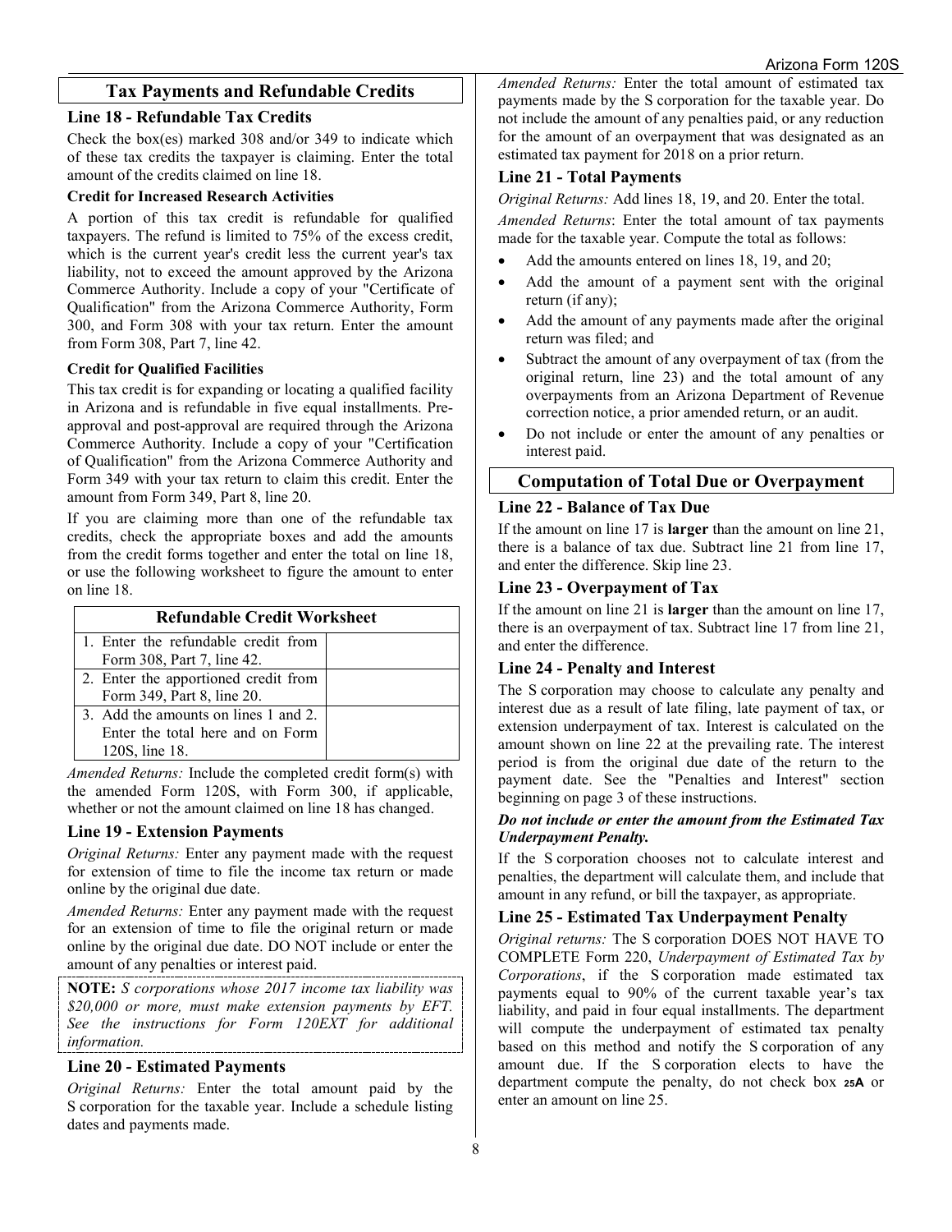## Tax Payments and Refundable Credits

### Line 18 - Refundable Tax Credits

Check the box(es) marked 308 and/or 349 to indicate which of these tax credits the taxpayer is claiming. Enter the total amount of the credits claimed on line 18.

**Credit for Increased Research Activities**

A portion of this tax credit is refundable for qualified taxpayers. The refund is limited to 75% of the excess credit, which is the current year's credit less the current year's tax liability, not to exceed the amount approved by the Arizona Commerce Authority. Include a copy of your "Certificate of Qualification" from the Arizona Commerce Authority, Form 300, and Form 308 with your tax return. Enter the amount from Form 308, Part 7, line 42.

**Credit for Qualified Facilities**

This tax credit is for expanding or locating a qualified facility in Arizona and is refundable in five equal installments. Pre-approval and post-approval are required through the Arizona Commerce Authority. Include a copy of your "Certification of Qualification" from the Arizona Commerce Authority and Form 349 with your tax return to claim this credit. Enter the amount from Form 349, Part 8, line 20.

If you are claiming more than one of the refundable tax credits, check the appropriate boxes and add the amounts from the credit forms together and enter the total on line 18, or use the following worksheet to figure the amount to enter on line 18.

| Refundable Credit Worksheet | |
|---|---|
| 1. Enter the refundable credit from Form 308, Part 7, line 42. | |
| 2. Enter the apportioned credit from Form 349, Part 8, line 20. | |
| 3. Add the amounts on lines 1 and 2. Enter the total here and on Form 120S, line 18. | |

*Amended Returns:* Include the completed credit form(s) with the amended Form 120S, with Form 300, if applicable, whether or not the amount claimed on line 18 has changed.

### Line 19 - Extension Payments

*Original Returns:* Enter any payment made with the request for extension of time to file the income tax return or made online by the original due date.

*Amended Returns:* Enter any payment made with the request for an extension of time to file the original return or made online by the original due date. DO NOT include or enter the amount of any penalties or interest paid.

**NOTE:** *S corporations whose 2017 income tax liability was $20,000 or more, must make extension payments by EFT. See the instructions for Form 120EXT for additional information.*

### Line 20 - Estimated Payments

*Original Returns:* Enter the total amount paid by the S corporation for the taxable year. Include a schedule listing dates and payments made.

*Amended Returns:* Enter the total amount of estimated tax payments made by the S corporation for the taxable year. Do not include the amount of any penalties paid, or any reduction for the amount of an overpayment that was designated as an estimated tax payment for 2018 on a prior return.

### Line 21 - Total Payments

*Original Returns:* Add lines 18, 19, and 20. Enter the total.

*Amended Returns*: Enter the total amount of tax payments made for the taxable year. Compute the total as follows:

- Add the amounts entered on lines 18, 19, and 20;
- Add the amount of a payment sent with the original return (if any);
- Add the amount of any payments made after the original return was filed; and
- Subtract the amount of any overpayment of tax (from the original return, line 23) and the total amount of any overpayments from an Arizona Department of Revenue correction notice, a prior amended return, or an audit.
- Do not include or enter the amount of any penalties or interest paid.

## Computation of Total Due or Overpayment

### Line 22 - Balance of Tax Due

If the amount on line 17 is **larger** than the amount on line 21, there is a balance of tax due. Subtract line 21 from line 17, and enter the difference. Skip line 23.

### Line 23 - Overpayment of Tax

If the amount on line 21 is **larger** than the amount on line 17, there is an overpayment of tax. Subtract line 17 from line 21, and enter the difference.

### Line 24 - Penalty and Interest

The S corporation may choose to calculate any penalty and interest due as a result of late filing, late payment of tax, or extension underpayment of tax. Interest is calculated on the amount shown on line 22 at the prevailing rate. The interest period is from the original due date of the return to the payment date. See the "Penalties and Interest" section beginning on page 3 of these instructions.

***Do not include or enter the amount from the Estimated Tax Underpayment Penalty.***

If the S corporation chooses not to calculate interest and penalties, the department will calculate them, and include that amount in any refund, or bill the taxpayer, as appropriate.

### Line 25 - Estimated Tax Underpayment Penalty

*Original returns:* The S corporation DOES NOT HAVE TO COMPLETE Form 220, *Underpayment of Estimated Tax by Corporations*, if the S corporation made estimated tax payments equal to 90% of the current taxable year's tax liability, and paid in four equal installments. The department will compute the underpayment of estimated tax penalty based on this method and notify the S corporation of any amount due. If the S corporation elects to have the department compute the penalty, do not check box **25A** or enter an amount on line 25.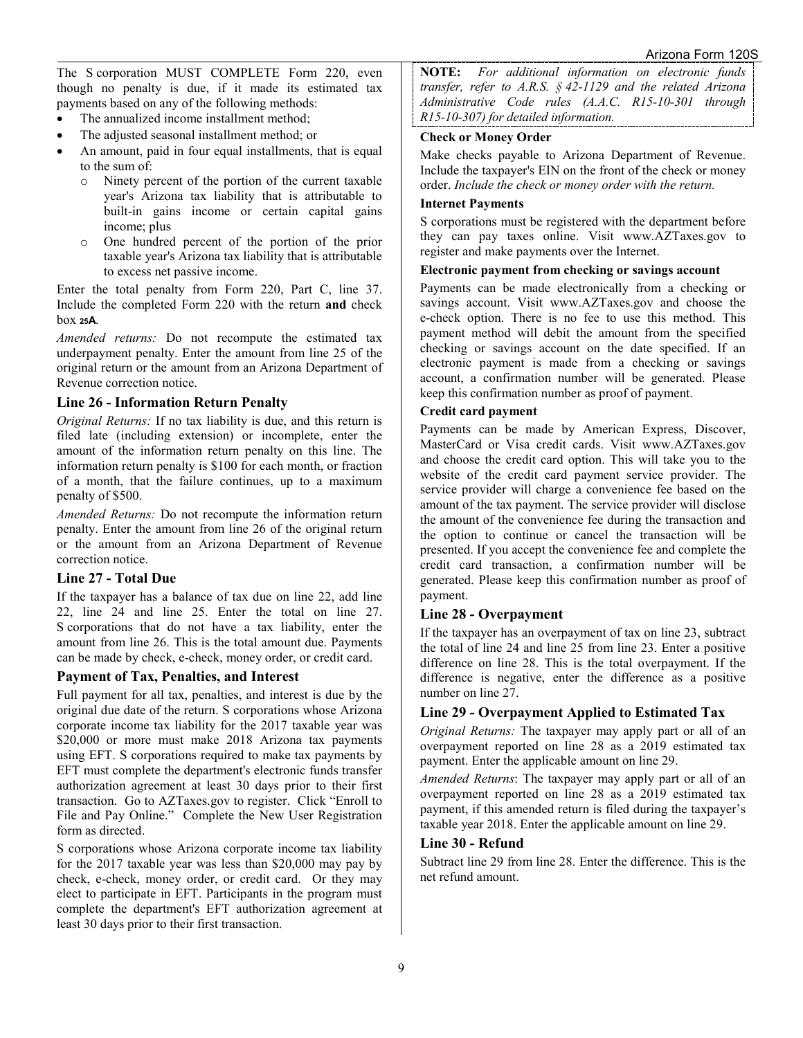The S corporation MUST COMPLETE Form 220, even though no penalty is due, if it made its estimated tax payments based on any of the following methods:

- The annualized income installment method;
- The adjusted seasonal installment method; or
- An amount, paid in four equal installments, that is equal to the sum of:
  - Ninety percent of the portion of the current taxable year's Arizona tax liability that is attributable to built-in gains income or certain capital gains income; plus
  - One hundred percent of the portion of the prior taxable year's Arizona tax liability that is attributable to excess net passive income.

Enter the total penalty from Form 220, Part C, line 37. Include the completed Form 220 with the return **and** check box **25A**.

*Amended returns:* Do not recompute the estimated tax underpayment penalty. Enter the amount from line 25 of the original return or the amount from an Arizona Department of Revenue correction notice.

### Line 26 - Information Return Penalty

*Original Returns:* If no tax liability is due, and this return is filed late (including extension) or incomplete, enter the amount of the information return penalty on this line. The information return penalty is $100 for each month, or fraction of a month, that the failure continues, up to a maximum penalty of $500.

*Amended Returns:* Do not recompute the information return penalty. Enter the amount from line 26 of the original return or the amount from an Arizona Department of Revenue correction notice.

### Line 27 - Total Due

If the taxpayer has a balance of tax due on line 22, add line 22, line 24 and line 25. Enter the total on line 27. S corporations that do not have a tax liability, enter the amount from line 26. This is the total amount due. Payments can be made by check, e-check, money order, or credit card.

### Payment of Tax, Penalties, and Interest

Full payment for all tax, penalties, and interest is due by the original due date of the return. S corporations whose Arizona corporate income tax liability for the 2017 taxable year was $20,000 or more must make 2018 Arizona tax payments using EFT. S corporations required to make tax payments by EFT must complete the department's electronic funds transfer authorization agreement at least 30 days prior to their first transaction. Go to AZTaxes.gov to register. Click "Enroll to File and Pay Online." Complete the New User Registration form as directed.

S corporations whose Arizona corporate income tax liability for the 2017 taxable year was less than $20,000 may pay by check, e-check, money order, or credit card. Or they may elect to participate in EFT. Participants in the program must complete the department's EFT authorization agreement at least 30 days prior to their first transaction.

**NOTE:** *For additional information on electronic funds transfer, refer to A.R.S. § 42-1129 and the related Arizona Administrative Code rules (A.A.C. R15-10-301 through R15-10-307) for detailed information.*

#### Check or Money Order

Make checks payable to Arizona Department of Revenue. Include the taxpayer's EIN on the front of the check or money order. *Include the check or money order with the return.*

#### Internet Payments

S corporations must be registered with the department before they can pay taxes online. Visit www.AZTaxes.gov to register and make payments over the Internet.

#### Electronic payment from checking or savings account

Payments can be made electronically from a checking or savings account. Visit www.AZTaxes.gov and choose the e-check option. There is no fee to use this method. This payment method will debit the amount from the specified checking or savings account on the date specified. If an electronic payment is made from a checking or savings account, a confirmation number will be generated. Please keep this confirmation number as proof of payment.

#### Credit card payment

Payments can be made by American Express, Discover, MasterCard or Visa credit cards. Visit www.AZTaxes.gov and choose the credit card option. This will take you to the website of the credit card payment service provider. The service provider will charge a convenience fee based on the amount of the tax payment. The service provider will disclose the amount of the convenience fee during the transaction and the option to continue or cancel the transaction will be presented. If you accept the convenience fee and complete the credit card transaction, a confirmation number will be generated. Please keep this confirmation number as proof of payment.

### Line 28 - Overpayment

If the taxpayer has an overpayment of tax on line 23, subtract the total of line 24 and line 25 from line 23. Enter a positive difference on line 28. This is the total overpayment. If the difference is negative, enter the difference as a positive number on line 27.

### Line 29 - Overpayment Applied to Estimated Tax

*Original Returns:* The taxpayer may apply part or all of an overpayment reported on line 28 as a 2019 estimated tax payment. Enter the applicable amount on line 29.

*Amended Returns*: The taxpayer may apply part or all of an overpayment reported on line 28 as a 2019 estimated tax payment, if this amended return is filed during the taxpayer's taxable year 2018. Enter the applicable amount on line 29.

### Line 30 - Refund

Subtract line 29 from line 28. Enter the difference. This is the net refund amount.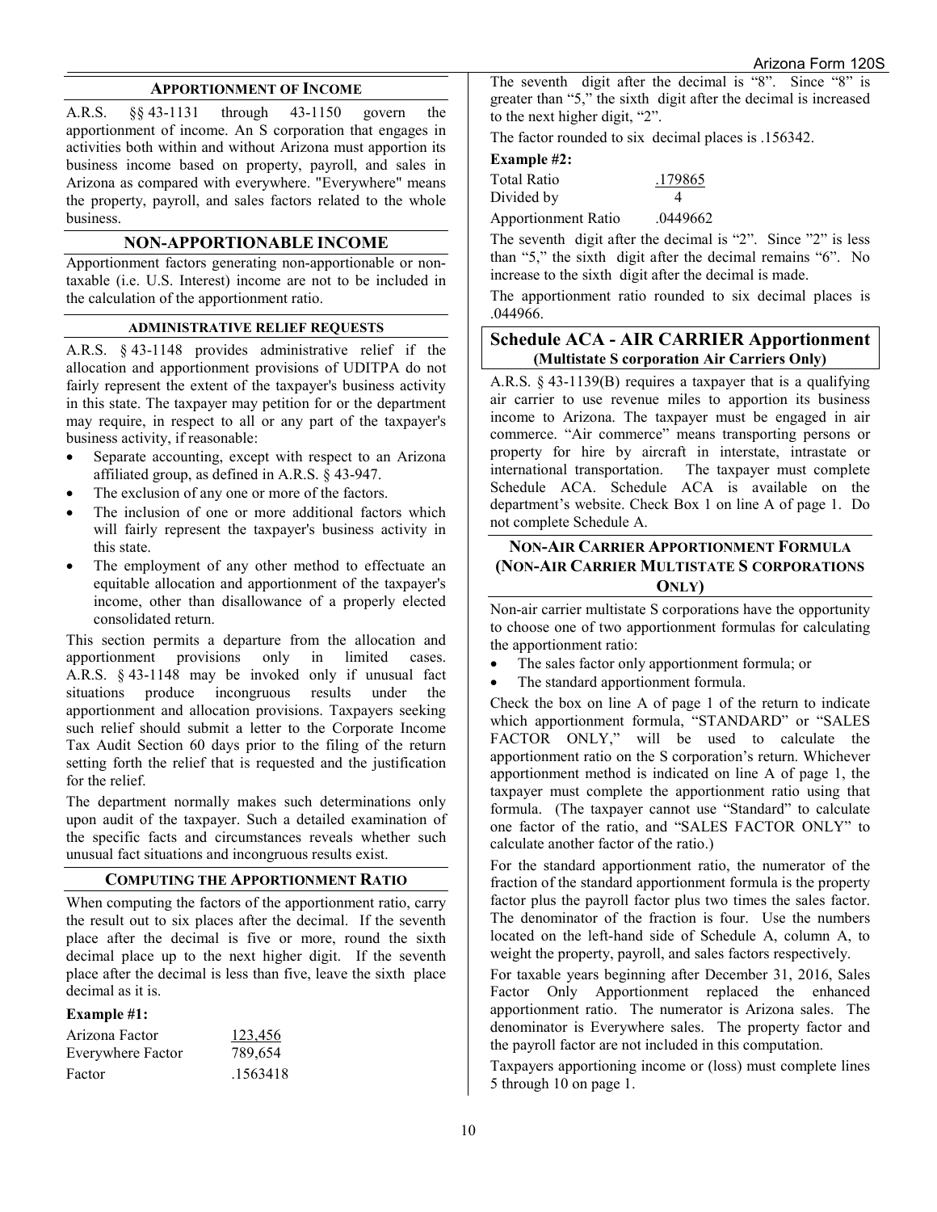## APPORTIONMENT OF INCOME

A.R.S. §§ 43-1131 through 43-1150 govern the apportionment of income. An S corporation that engages in activities both within and without Arizona must apportion its business income based on property, payroll, and sales in Arizona as compared with everywhere. "Everywhere" means the property, payroll, and sales factors related to the whole business.

## NON-APPORTIONABLE INCOME

Apportionment factors generating non-apportionable or non-taxable (i.e. U.S. Interest) income are not to be included in the calculation of the apportionment ratio.

## ADMINISTRATIVE RELIEF REQUESTS

A.R.S. § 43-1148 provides administrative relief if the allocation and apportionment provisions of UDITPA do not fairly represent the extent of the taxpayer's business activity in this state. The taxpayer may petition for or the department may require, in respect to all or any part of the taxpayer's business activity, if reasonable:

- Separate accounting, except with respect to an Arizona affiliated group, as defined in A.R.S. § 43-947.
- The exclusion of any one or more of the factors.
- The inclusion of one or more additional factors which will fairly represent the taxpayer's business activity in this state.
- The employment of any other method to effectuate an equitable allocation and apportionment of the taxpayer's income, other than disallowance of a properly elected consolidated return.

This section permits a departure from the allocation and apportionment provisions only in limited cases. A.R.S. § 43-1148 may be invoked only if unusual fact situations produce incongruous results under the apportionment and allocation provisions. Taxpayers seeking such relief should submit a letter to the Corporate Income Tax Audit Section 60 days prior to the filing of the return setting forth the relief that is requested and the justification for the relief.

The department normally makes such determinations only upon audit of the taxpayer. Such a detailed examination of the specific facts and circumstances reveals whether such unusual fact situations and incongruous results exist.

## COMPUTING THE APPORTIONMENT RATIO

When computing the factors of the apportionment ratio, carry the result out to six places after the decimal. If the seventh place after the decimal is five or more, round the sixth decimal place up to the next higher digit. If the seventh place after the decimal is less than five, leave the sixth place decimal as it is.

**Example #1:**

| | |
|---|---|
| Arizona Factor | 123,456 |
| Everywhere Factor | 789,654 |
| Factor | .1563418 |

The seventh digit after the decimal is "8". Since "8" is greater than "5," the sixth digit after the decimal is increased to the next higher digit, "2".

The factor rounded to six decimal places is .156342.

**Example #2:**

| | |
|---|---|
| Total Ratio | .179865 |
| Divided by | 4 |
| Apportionment Ratio | .0449662 |

The seventh digit after the decimal is "2". Since "2" is less than "5," the sixth digit after the decimal remains "6". No increase to the sixth digit after the decimal is made.

The apportionment ratio rounded to six decimal places is .044966.

## Schedule ACA - AIR CARRIER Apportionment
**(Multistate S corporation Air Carriers Only)**

A.R.S. § 43-1139(B) requires a taxpayer that is a qualifying air carrier to use revenue miles to apportion its business income to Arizona. The taxpayer must be engaged in air commerce. "Air commerce" means transporting persons or property for hire by aircraft in interstate, intrastate or international transportation. The taxpayer must complete Schedule ACA. Schedule ACA is available on the department's website. Check Box 1 on line A of page 1. Do not complete Schedule A.

## NON-AIR CARRIER APPORTIONMENT FORMULA (NON-AIR CARRIER MULTISTATE S CORPORATIONS ONLY)

Non-air carrier multistate S corporations have the opportunity to choose one of two apportionment formulas for calculating the apportionment ratio:

- The sales factor only apportionment formula; or
- The standard apportionment formula.

Check the box on line A of page 1 of the return to indicate which apportionment formula, "STANDARD" or "SALES FACTOR ONLY," will be used to calculate the apportionment ratio on the S corporation's return. Whichever apportionment method is indicated on line A of page 1, the taxpayer must complete the apportionment ratio using that formula. (The taxpayer cannot use "Standard" to calculate one factor of the ratio, and "SALES FACTOR ONLY" to calculate another factor of the ratio.)

For the standard apportionment ratio, the numerator of the fraction of the standard apportionment formula is the property factor plus the payroll factor plus two times the sales factor. The denominator of the fraction is four. Use the numbers located on the left-hand side of Schedule A, column A, to weight the property, payroll, and sales factors respectively.

For taxable years beginning after December 31, 2016, Sales Factor Only Apportionment replaced the enhanced apportionment ratio. The numerator is Arizona sales. The denominator is Everywhere sales. The property factor and the payroll factor are not included in this computation.

Taxpayers apportioning income or (loss) must complete lines 5 through 10 on page 1.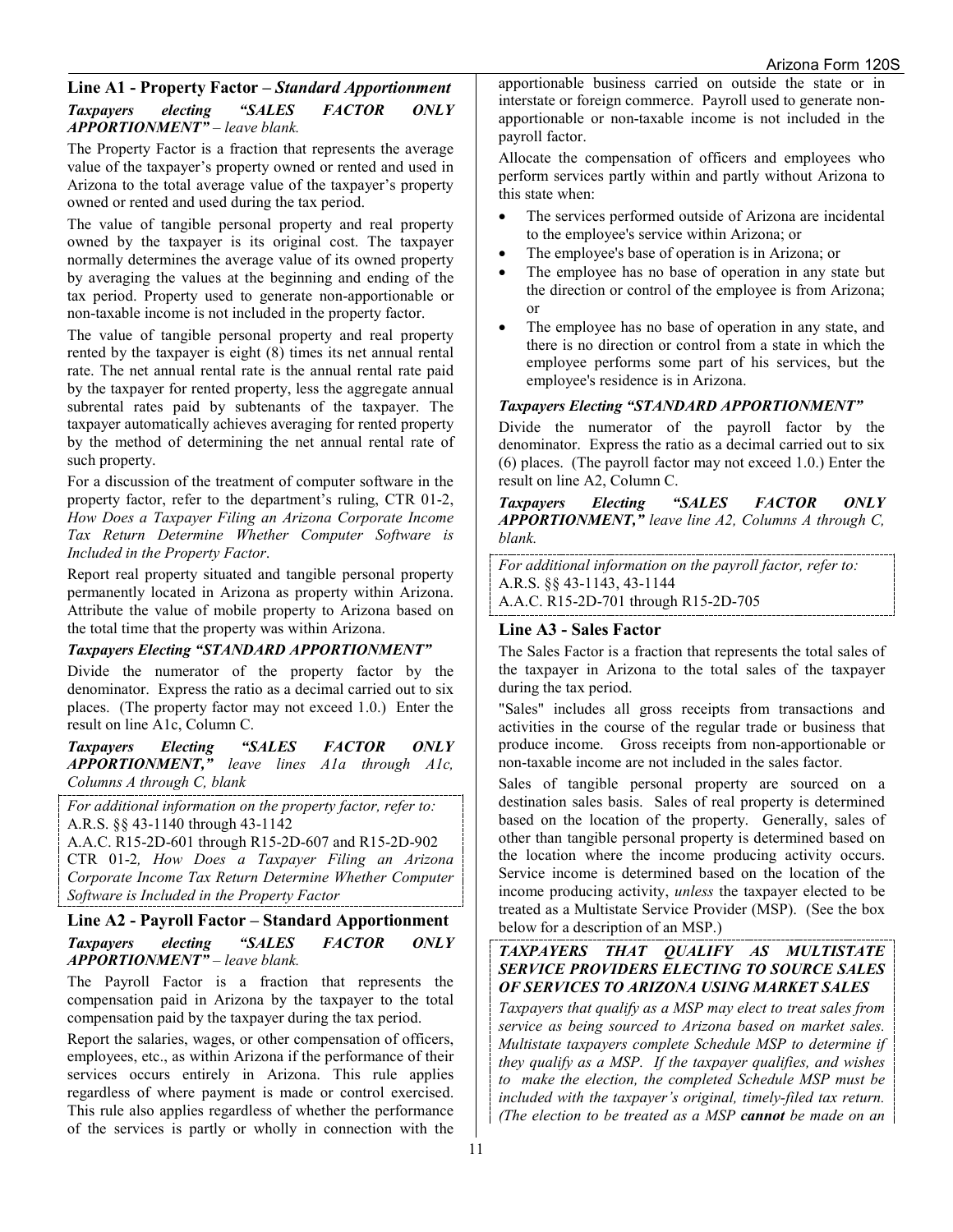### Line A1 - Property Factor – *Standard Apportionment*

***Taxpayers electing "SALES FACTOR ONLY APPORTIONMENT"*** *– leave blank.*

The Property Factor is a fraction that represents the average value of the taxpayer's property owned or rented and used in Arizona to the total average value of the taxpayer's property owned or rented and used during the tax period.

The value of tangible personal property and real property owned by the taxpayer is its original cost. The taxpayer normally determines the average value of its owned property by averaging the values at the beginning and ending of the tax period. Property used to generate non-apportionable or non-taxable income is not included in the property factor.

The value of tangible personal property and real property rented by the taxpayer is eight (8) times its net annual rental rate. The net annual rental rate is the annual rental rate paid by the taxpayer for rented property, less the aggregate annual subrental rates paid by subtenants of the taxpayer. The taxpayer automatically achieves averaging for rented property by the method of determining the net annual rental rate of such property.

For a discussion of the treatment of computer software in the property factor, refer to the department's ruling, CTR 01-2, *How Does a Taxpayer Filing an Arizona Corporate Income Tax Return Determine Whether Computer Software is Included in the Property Factor*.

Report real property situated and tangible personal property permanently located in Arizona as property within Arizona. Attribute the value of mobile property to Arizona based on the total time that the property was within Arizona.

***Taxpayers Electing "STANDARD APPORTIONMENT"***

Divide the numerator of the property factor by the denominator. Express the ratio as a decimal carried out to six places. (The property factor may not exceed 1.0.) Enter the result on line A1c, Column C.

***Taxpayers Electing "SALES FACTOR ONLY APPORTIONMENT,"*** *leave lines A1a through A1c, Columns A through C, blank*

*For additional information on the property factor, refer to:*
A.R.S. §§ 43-1140 through 43-1142
A.A.C. R15-2D-601 through R15-2D-607 and R15-2D-902
CTR 01-2*, How Does a Taxpayer Filing an Arizona Corporate Income Tax Return Determine Whether Computer Software is Included in the Property Factor*

### Line A2 - Payroll Factor – Standard Apportionment

***Taxpayers electing "SALES FACTOR ONLY APPORTIONMENT"*** *– leave blank.*

The Payroll Factor is a fraction that represents the compensation paid in Arizona by the taxpayer to the total compensation paid by the taxpayer during the tax period.

Report the salaries, wages, or other compensation of officers, employees, etc., as within Arizona if the performance of their services occurs entirely in Arizona. This rule applies regardless of where payment is made or control exercised. This rule also applies regardless of whether the performance of the services is partly or wholly in connection with the apportionable business carried on outside the state or in interstate or foreign commerce. Payroll used to generate non-apportionable or non-taxable income is not included in the payroll factor.

Allocate the compensation of officers and employees who perform services partly within and partly without Arizona to this state when:

- The services performed outside of Arizona are incidental to the employee's service within Arizona; or
- The employee's base of operation is in Arizona; or
- The employee has no base of operation in any state but the direction or control of the employee is from Arizona; or
- The employee has no base of operation in any state, and there is no direction or control from a state in which the employee performs some part of his services, but the employee's residence is in Arizona.

***Taxpayers Electing "STANDARD APPORTIONMENT"***

Divide the numerator of the payroll factor by the denominator. Express the ratio as a decimal carried out to six (6) places. (The payroll factor may not exceed 1.0.) Enter the result on line A2, Column C.

***Taxpayers Electing "SALES FACTOR ONLY APPORTIONMENT,"*** *leave line A2, Columns A through C, blank.*

*For additional information on the payroll factor, refer to:*
A.R.S. §§ 43-1143, 43-1144
A.A.C. R15-2D-701 through R15-2D-705

### Line A3 - Sales Factor

The Sales Factor is a fraction that represents the total sales of the taxpayer in Arizona to the total sales of the taxpayer during the tax period.

"Sales" includes all gross receipts from transactions and activities in the course of the regular trade or business that produce income. Gross receipts from non-apportionable or non-taxable income are not included in the sales factor.

Sales of tangible personal property are sourced on a destination sales basis. Sales of real property is determined based on the location of the property. Generally, sales of other than tangible personal property is determined based on the location where the income producing activity occurs. Service income is determined based on the location of the income producing activity, *unless* the taxpayer elected to be treated as a Multistate Service Provider (MSP). (See the box below for a description of an MSP.)

***TAXPAYERS THAT QUALIFY AS MULTISTATE SERVICE PROVIDERS ELECTING TO SOURCE SALES OF SERVICES TO ARIZONA USING MARKET SALES***

*Taxpayers that qualify as a MSP may elect to treat sales from service as being sourced to Arizona based on market sales. Multistate taxpayers complete Schedule MSP to determine if they qualify as a MSP. If the taxpayer qualifies, and wishes to make the election, the completed Schedule MSP must be included with the taxpayer's original, timely-filed tax return. (The election to be treated as a MSP* ***cannot*** *be made on an*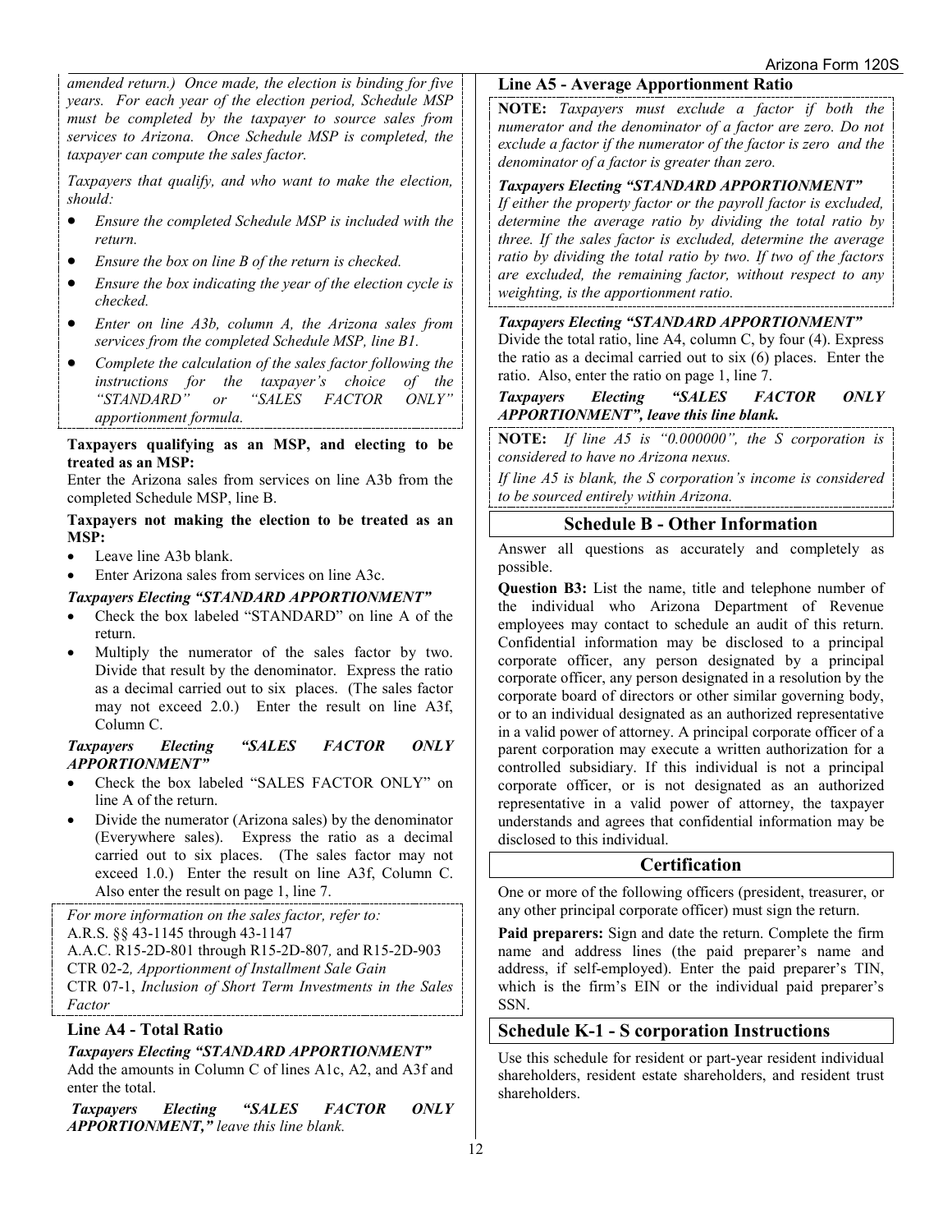*amended return.) Once made, the election is binding for five years. For each year of the election period, Schedule MSP must be completed by the taxpayer to source sales from services to Arizona. Once Schedule MSP is completed, the taxpayer can compute the sales factor.*

*Taxpayers that qualify, and who want to make the election, should:*

- *Ensure the completed Schedule MSP is included with the return.*
- *Ensure the box on line B of the return is checked.*
- *Ensure the box indicating the year of the election cycle is checked.*
- *Enter on line A3b, column A, the Arizona sales from services from the completed Schedule MSP, line B1.*
- *Complete the calculation of the sales factor following the instructions for the taxpayer's choice of the "STANDARD" or "SALES FACTOR ONLY" apportionment formula.*

**Taxpayers qualifying as an MSP, and electing to be treated as an MSP:**

Enter the Arizona sales from services on line A3b from the completed Schedule MSP, line B.

**Taxpayers not making the election to be treated as an MSP:**

- Leave line A3b blank.
- Enter Arizona sales from services on line A3c.

***Taxpayers Electing "STANDARD APPORTIONMENT"***

- Check the box labeled "STANDARD" on line A of the return.
- Multiply the numerator of the sales factor by two. Divide that result by the denominator. Express the ratio as a decimal carried out to six places. (The sales factor may not exceed 2.0.) Enter the result on line A3f, Column C.

***Taxpayers Electing "SALES FACTOR ONLY APPORTIONMENT"***

- Check the box labeled "SALES FACTOR ONLY" on line A of the return.
- Divide the numerator (Arizona sales) by the denominator (Everywhere sales). Express the ratio as a decimal carried out to six places. (The sales factor may not exceed 1.0.) Enter the result on line A3f, Column C. Also enter the result on page 1, line 7.

*For more information on the sales factor, refer to:*
A.R.S. §§ 43-1145 through 43-1147
A.A.C. R15-2D-801 through R15-2D-807*,* and R15-2D-903
CTR 02-2*, Apportionment of Installment Sale Gain*
CTR 07-1, *Inclusion of Short Term Investments in the Sales Factor*

### Line A4 - Total Ratio

***Taxpayers Electing "STANDARD APPORTIONMENT"***
Add the amounts in Column C of lines A1c, A2, and A3f and enter the total.

***Taxpayers Electing "SALES FACTOR ONLY APPORTIONMENT," leave this line blank.***

### Line A5 - Average Apportionment Ratio

**NOTE:** *Taxpayers must exclude a factor if both the numerator and the denominator of a factor are zero. Do not exclude a factor if the numerator of the factor is zero and the denominator of a factor is greater than zero.*

***Taxpayers Electing "STANDARD APPORTIONMENT"***
*If either the property factor or the payroll factor is excluded, determine the average ratio by dividing the total ratio by three. If the sales factor is excluded, determine the average ratio by dividing the total ratio by two. If two of the factors are excluded, the remaining factor, without respect to any weighting, is the apportionment ratio.*

***Taxpayers Electing "STANDARD APPORTIONMENT"***
Divide the total ratio, line A4, column C, by four (4). Express the ratio as a decimal carried out to six (6) places. Enter the ratio. Also, enter the ratio on page 1, line 7.

***Taxpayers Electing "SALES FACTOR ONLY APPORTIONMENT", leave this line blank.***

**NOTE:** *If line A5 is "0.000000", the S corporation is considered to have no Arizona nexus.*

*If line A5 is blank, the S corporation's income is considered to be sourced entirely within Arizona.*

## Schedule B - Other Information

Answer all questions as accurately and completely as possible.

**Question B3:** List the name, title and telephone number of the individual who Arizona Department of Revenue employees may contact to schedule an audit of this return. Confidential information may be disclosed to a principal corporate officer, any person designated by a principal corporate officer, any person designated in a resolution by the corporate board of directors or other similar governing body, or to an individual designated as an authorized representative in a valid power of attorney. A principal corporate officer of a parent corporation may execute a written authorization for a controlled subsidiary. If this individual is not a principal corporate officer, or is not designated as an authorized representative in a valid power of attorney, the taxpayer understands and agrees that confidential information may be disclosed to this individual.

## Certification

One or more of the following officers (president, treasurer, or any other principal corporate officer) must sign the return.

**Paid preparers:** Sign and date the return. Complete the firm name and address lines (the paid preparer's name and address, if self-employed). Enter the paid preparer's TIN, which is the firm's EIN or the individual paid preparer's SSN.

## Schedule K-1 - S corporation Instructions

Use this schedule for resident or part-year resident individual shareholders, resident estate shareholders, and resident trust shareholders.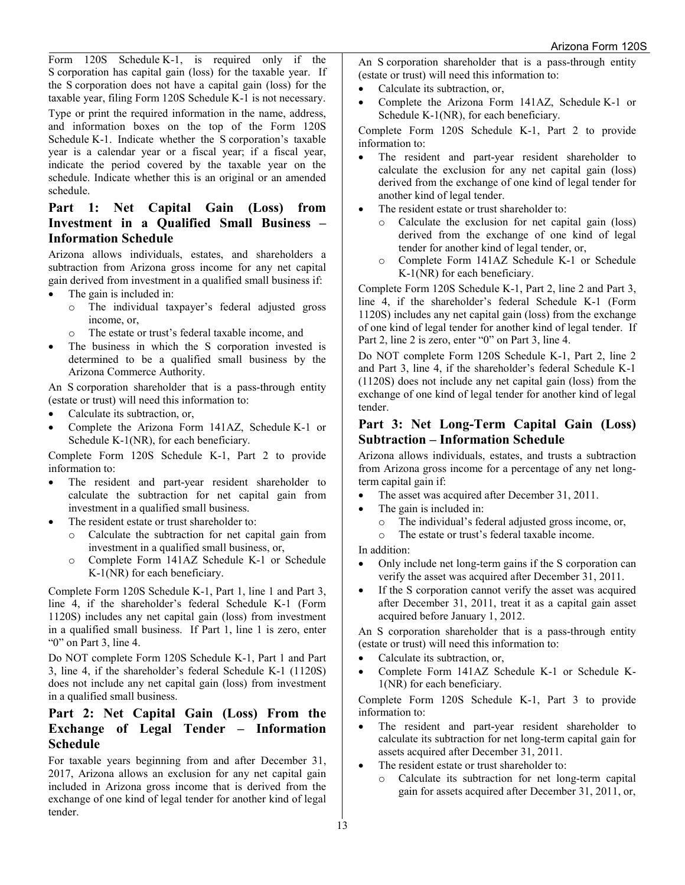Form 120S Schedule K-1, is required only if the S corporation has capital gain (loss) for the taxable year. If the S corporation does not have a capital gain (loss) for the taxable year, filing Form 120S Schedule K-1 is not necessary.

Type or print the required information in the name, address, and information boxes on the top of the Form 120S Schedule K-1. Indicate whether the S corporation's taxable year is a calendar year or a fiscal year; if a fiscal year, indicate the period covered by the taxable year on the schedule. Indicate whether this is an original or an amended schedule.

## Part 1: Net Capital Gain (Loss) from Investment in a Qualified Small Business – Information Schedule

Arizona allows individuals, estates, and shareholders a subtraction from Arizona gross income for any net capital gain derived from investment in a qualified small business if:

- The gain is included in:
  - The individual taxpayer's federal adjusted gross income, or,
  - The estate or trust's federal taxable income, and
- The business in which the S corporation invested is determined to be a qualified small business by the Arizona Commerce Authority.

An S corporation shareholder that is a pass-through entity (estate or trust) will need this information to:

- Calculate its subtraction, or,
- Complete the Arizona Form 141AZ, Schedule K-1 or Schedule K-1(NR), for each beneficiary.

Complete Form 120S Schedule K-1, Part 2 to provide information to:

- The resident and part-year resident shareholder to calculate the subtraction for net capital gain from investment in a qualified small business.
- The resident estate or trust shareholder to:
  - Calculate the subtraction for net capital gain from investment in a qualified small business, or,
  - Complete Form 141AZ Schedule K-1 or Schedule K-1(NR) for each beneficiary.

Complete Form 120S Schedule K-1, Part 1, line 1 and Part 3, line 4, if the shareholder's federal Schedule K-1 (Form 1120S) includes any net capital gain (loss) from investment in a qualified small business. If Part 1, line 1 is zero, enter "0" on Part 3, line 4.

Do NOT complete Form 120S Schedule K-1, Part 1 and Part 3, line 4, if the shareholder's federal Schedule K-1 (1120S) does not include any net capital gain (loss) from investment in a qualified small business.

## Part 2: Net Capital Gain (Loss) From the Exchange of Legal Tender – Information Schedule

For taxable years beginning from and after December 31, 2017, Arizona allows an exclusion for any net capital gain included in Arizona gross income that is derived from the exchange of one kind of legal tender for another kind of legal tender.

An S corporation shareholder that is a pass-through entity (estate or trust) will need this information to:

- Calculate its subtraction, or,
- Complete the Arizona Form 141AZ, Schedule K-1 or Schedule K-1(NR), for each beneficiary.

Complete Form 120S Schedule K-1, Part 2 to provide information to:

- The resident and part-year resident shareholder to calculate the exclusion for any net capital gain (loss) derived from the exchange of one kind of legal tender for another kind of legal tender.
- The resident estate or trust shareholder to:
  - Calculate the exclusion for net capital gain (loss) derived from the exchange of one kind of legal tender for another kind of legal tender, or,
  - Complete Form 141AZ Schedule K-1 or Schedule K-1(NR) for each beneficiary.

Complete Form 120S Schedule K-1, Part 2, line 2 and Part 3, line 4, if the shareholder's federal Schedule K-1 (Form 1120S) includes any net capital gain (loss) from the exchange of one kind of legal tender for another kind of legal tender. If Part 2, line 2 is zero, enter "0" on Part 3, line 4.

Do NOT complete Form 120S Schedule K-1, Part 2, line 2 and Part 3, line 4, if the shareholder's federal Schedule K-1 (1120S) does not include any net capital gain (loss) from the exchange of one kind of legal tender for another kind of legal tender.

## Part 3: Net Long-Term Capital Gain (Loss) Subtraction – Information Schedule

Arizona allows individuals, estates, and trusts a subtraction from Arizona gross income for a percentage of any net long-term capital gain if:

- The asset was acquired after December 31, 2011.
- The gain is included in:
  - The individual's federal adjusted gross income, or,
  - The estate or trust's federal taxable income.

In addition:

- Only include net long-term gains if the S corporation can verify the asset was acquired after December 31, 2011.
- If the S corporation cannot verify the asset was acquired after December 31, 2011, treat it as a capital gain asset acquired before January 1, 2012.

An S corporation shareholder that is a pass-through entity (estate or trust) will need this information to:

- Calculate its subtraction, or,
- Complete Form 141AZ Schedule K-1 or Schedule K-1(NR) for each beneficiary.

Complete Form 120S Schedule K-1, Part 3 to provide information to:

- The resident and part-year resident shareholder to calculate its subtraction for net long-term capital gain for assets acquired after December 31, 2011.
- The resident estate or trust shareholder to:
  - Calculate its subtraction for net long-term capital gain for assets acquired after December 31, 2011, or,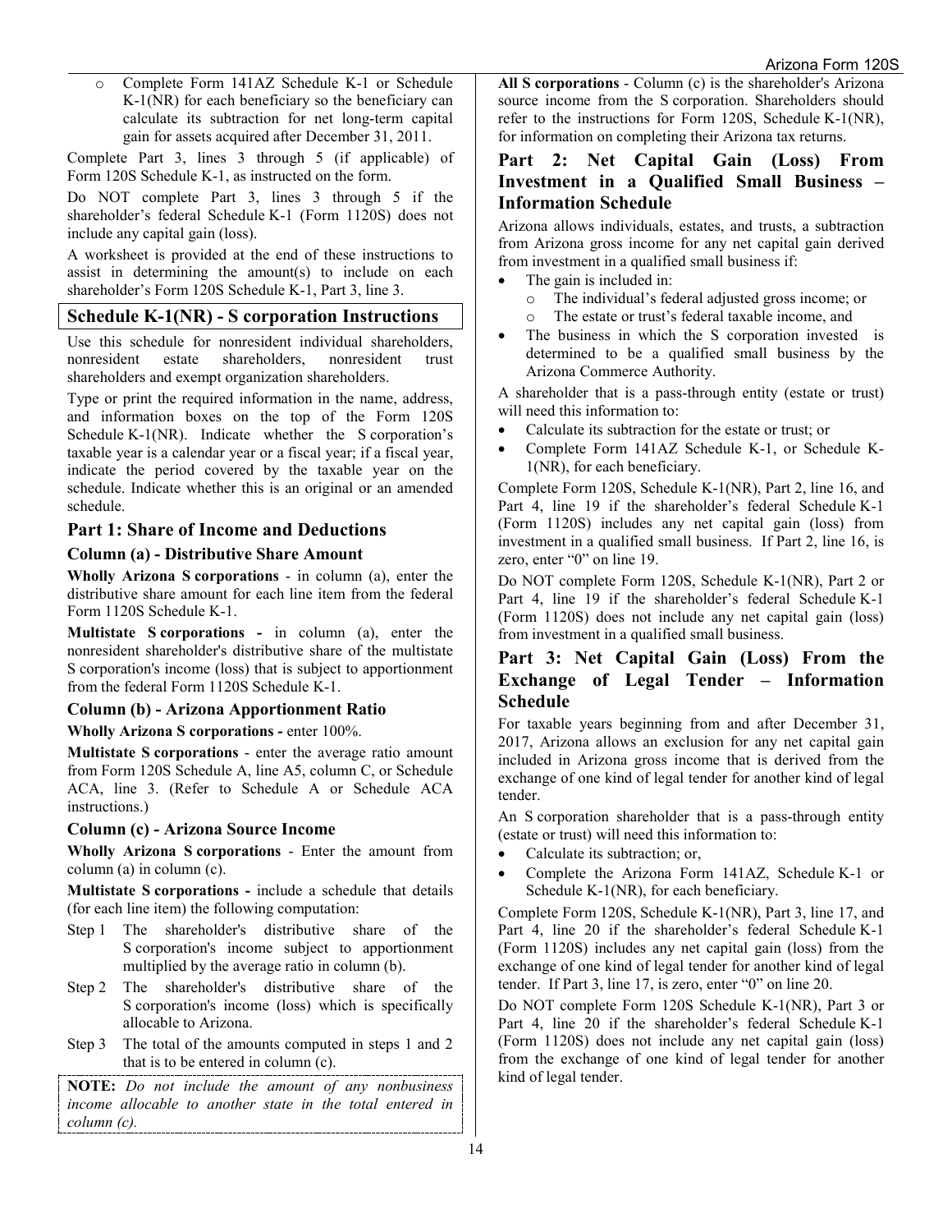- Complete Form 141AZ Schedule K-1 or Schedule K-1(NR) for each beneficiary so the beneficiary can calculate its subtraction for net long-term capital gain for assets acquired after December 31, 2011.

Complete Part 3, lines 3 through 5 (if applicable) of Form 120S Schedule K-1, as instructed on the form.

Do NOT complete Part 3, lines 3 through 5 if the shareholder's federal Schedule K-1 (Form 1120S) does not include any capital gain (loss).

A worksheet is provided at the end of these instructions to assist in determining the amount(s) to include on each shareholder's Form 120S Schedule K-1, Part 3, line 3.

## Schedule K-1(NR) - S corporation Instructions

Use this schedule for nonresident individual shareholders, nonresident estate shareholders, nonresident trust shareholders and exempt organization shareholders.

Type or print the required information in the name, address, and information boxes on the top of the Form 120S Schedule K-1(NR). Indicate whether the S corporation's taxable year is a calendar year or a fiscal year; if a fiscal year, indicate the period covered by the taxable year on the schedule. Indicate whether this is an original or an amended schedule.

## Part 1: Share of Income and Deductions

### Column (a) - Distributive Share Amount

**Wholly Arizona S corporations** - in column (a), enter the distributive share amount for each line item from the federal Form 1120S Schedule K-1.

**Multistate S corporations -** in column (a), enter the nonresident shareholder's distributive share of the multistate S corporation's income (loss) that is subject to apportionment from the federal Form 1120S Schedule K-1.

### Column (b) - Arizona Apportionment Ratio

**Wholly Arizona S corporations -** enter 100%.

**Multistate S corporations** - enter the average ratio amount from Form 120S Schedule A, line A5, column C, or Schedule ACA, line 3. (Refer to Schedule A or Schedule ACA instructions.)

### Column (c) - Arizona Source Income

**Wholly Arizona S corporations** - Enter the amount from column (a) in column (c).

**Multistate S corporations -** include a schedule that details (for each line item) the following computation:

- Step 1 The shareholder's distributive share of the S corporation's income subject to apportionment multiplied by the average ratio in column (b).
- Step 2 The shareholder's distributive share of the S corporation's income (loss) which is specifically allocable to Arizona.
- Step 3 The total of the amounts computed in steps 1 and 2 that is to be entered in column (c).

**NOTE:** *Do not include the amount of any nonbusiness income allocable to another state in the total entered in column (c).*

**All S corporations** - Column (c) is the shareholder's Arizona source income from the S corporation. Shareholders should refer to the instructions for Form 120S, Schedule K-1(NR), for information on completing their Arizona tax returns.

## Part 2: Net Capital Gain (Loss) From Investment in a Qualified Small Business – Information Schedule

Arizona allows individuals, estates, and trusts, a subtraction from Arizona gross income for any net capital gain derived from investment in a qualified small business if:

- The gain is included in:
  - The individual's federal adjusted gross income; or
  - The estate or trust's federal taxable income, and
- The business in which the S corporation invested is determined to be a qualified small business by the Arizona Commerce Authority.

A shareholder that is a pass-through entity (estate or trust) will need this information to:

- Calculate its subtraction for the estate or trust; or
- Complete Form 141AZ Schedule K-1, or Schedule K-1(NR), for each beneficiary.

Complete Form 120S, Schedule K-1(NR), Part 2, line 16, and Part 4, line 19 if the shareholder's federal Schedule K-1 (Form 1120S) includes any net capital gain (loss) from investment in a qualified small business. If Part 2, line 16, is zero, enter "0" on line 19.

Do NOT complete Form 120S, Schedule K-1(NR), Part 2 or Part 4, line 19 if the shareholder's federal Schedule K-1 (Form 1120S) does not include any net capital gain (loss) from investment in a qualified small business.

## Part 3: Net Capital Gain (Loss) From the Exchange of Legal Tender – Information Schedule

For taxable years beginning from and after December 31, 2017, Arizona allows an exclusion for any net capital gain included in Arizona gross income that is derived from the exchange of one kind of legal tender for another kind of legal tender.

An S corporation shareholder that is a pass-through entity (estate or trust) will need this information to:

- Calculate its subtraction; or,
- Complete the Arizona Form 141AZ, Schedule K-1 or Schedule K-1(NR), for each beneficiary.

Complete Form 120S, Schedule K-1(NR), Part 3, line 17, and Part 4, line 20 if the shareholder's federal Schedule K-1 (Form 1120S) includes any net capital gain (loss) from the exchange of one kind of legal tender for another kind of legal tender. If Part 3, line 17, is zero, enter "0" on line 20.

Do NOT complete Form 120S Schedule K-1(NR), Part 3 or Part 4, line 20 if the shareholder's federal Schedule K-1 (Form 1120S) does not include any net capital gain (loss) from the exchange of one kind of legal tender for another kind of legal tender.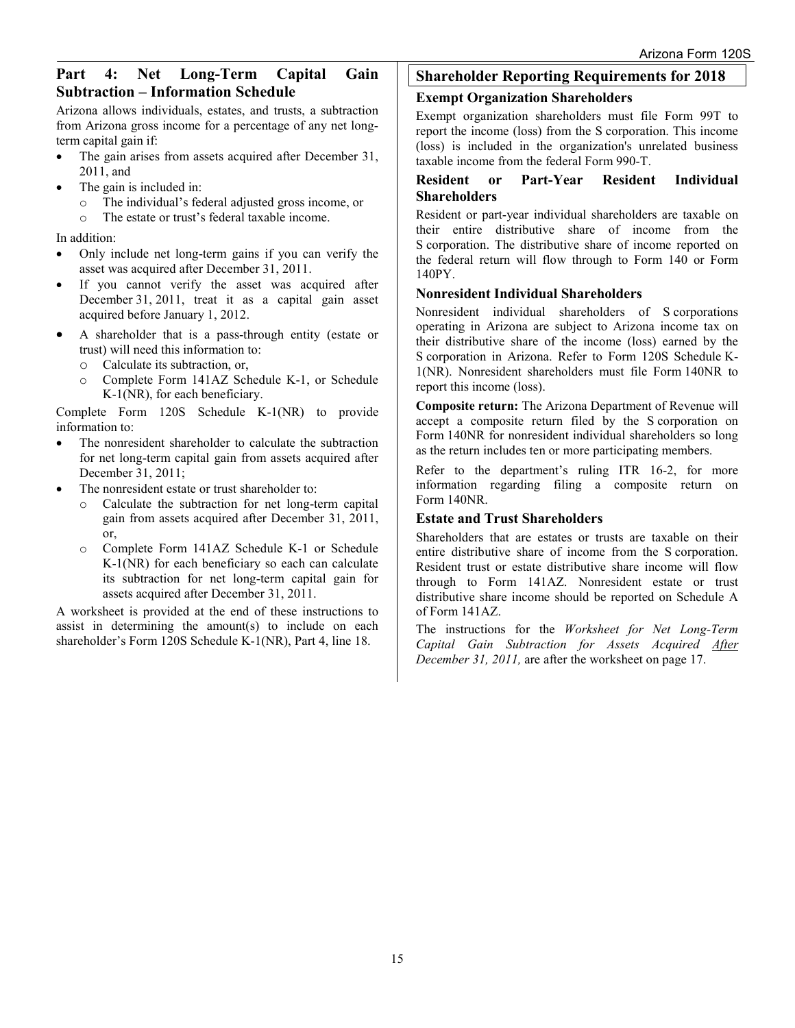## Part 4: Net Long-Term Capital Gain Subtraction – Information Schedule

Arizona allows individuals, estates, and trusts, a subtraction from Arizona gross income for a percentage of any net long-term capital gain if:

- The gain arises from assets acquired after December 31, 2011, and
- The gain is included in:
  - The individual's federal adjusted gross income, or
  - The estate or trust's federal taxable income.

In addition:

- Only include net long-term gains if you can verify the asset was acquired after December 31, 2011.
- If you cannot verify the asset was acquired after December 31, 2011, treat it as a capital gain asset acquired before January 1, 2012.
- A shareholder that is a pass-through entity (estate or trust) will need this information to:
  - Calculate its subtraction, or,
  - Complete Form 141AZ Schedule K-1, or Schedule K-1(NR), for each beneficiary.

Complete Form 120S Schedule K-1(NR) to provide information to:

- The nonresident shareholder to calculate the subtraction for net long-term capital gain from assets acquired after December 31, 2011;
- The nonresident estate or trust shareholder to:
  - Calculate the subtraction for net long-term capital gain from assets acquired after December 31, 2011, or,
  - Complete Form 141AZ Schedule K-1 or Schedule K-1(NR) for each beneficiary so each can calculate its subtraction for net long-term capital gain for assets acquired after December 31, 2011.

A worksheet is provided at the end of these instructions to assist in determining the amount(s) to include on each shareholder's Form 120S Schedule K-1(NR), Part 4, line 18.

## Shareholder Reporting Requirements for 2018

### Exempt Organization Shareholders

Exempt organization shareholders must file Form 99T to report the income (loss) from the S corporation. This income (loss) is included in the organization's unrelated business taxable income from the federal Form 990-T.

### Resident or Part-Year Resident Individual Shareholders

Resident or part-year individual shareholders are taxable on their entire distributive share of income from the S corporation. The distributive share of income reported on the federal return will flow through to Form 140 or Form 140PY.

### Nonresident Individual Shareholders

Nonresident individual shareholders of S corporations operating in Arizona are subject to Arizona income tax on their distributive share of the income (loss) earned by the S corporation in Arizona. Refer to Form 120S Schedule K-1(NR). Nonresident shareholders must file Form 140NR to report this income (loss).

**Composite return:** The Arizona Department of Revenue will accept a composite return filed by the S corporation on Form 140NR for nonresident individual shareholders so long as the return includes ten or more participating members.

Refer to the department's ruling ITR 16-2, for more information regarding filing a composite return on Form 140NR.

### Estate and Trust Shareholders

Shareholders that are estates or trusts are taxable on their entire distributive share of income from the S corporation. Resident trust or estate distributive share income will flow through to Form 141AZ. Nonresident estate or trust distributive share income should be reported on Schedule A of Form 141AZ.

The instructions for the *Worksheet for Net Long-Term Capital Gain Subtraction for Assets Acquired After December 31, 2011,* are after the worksheet on page 17.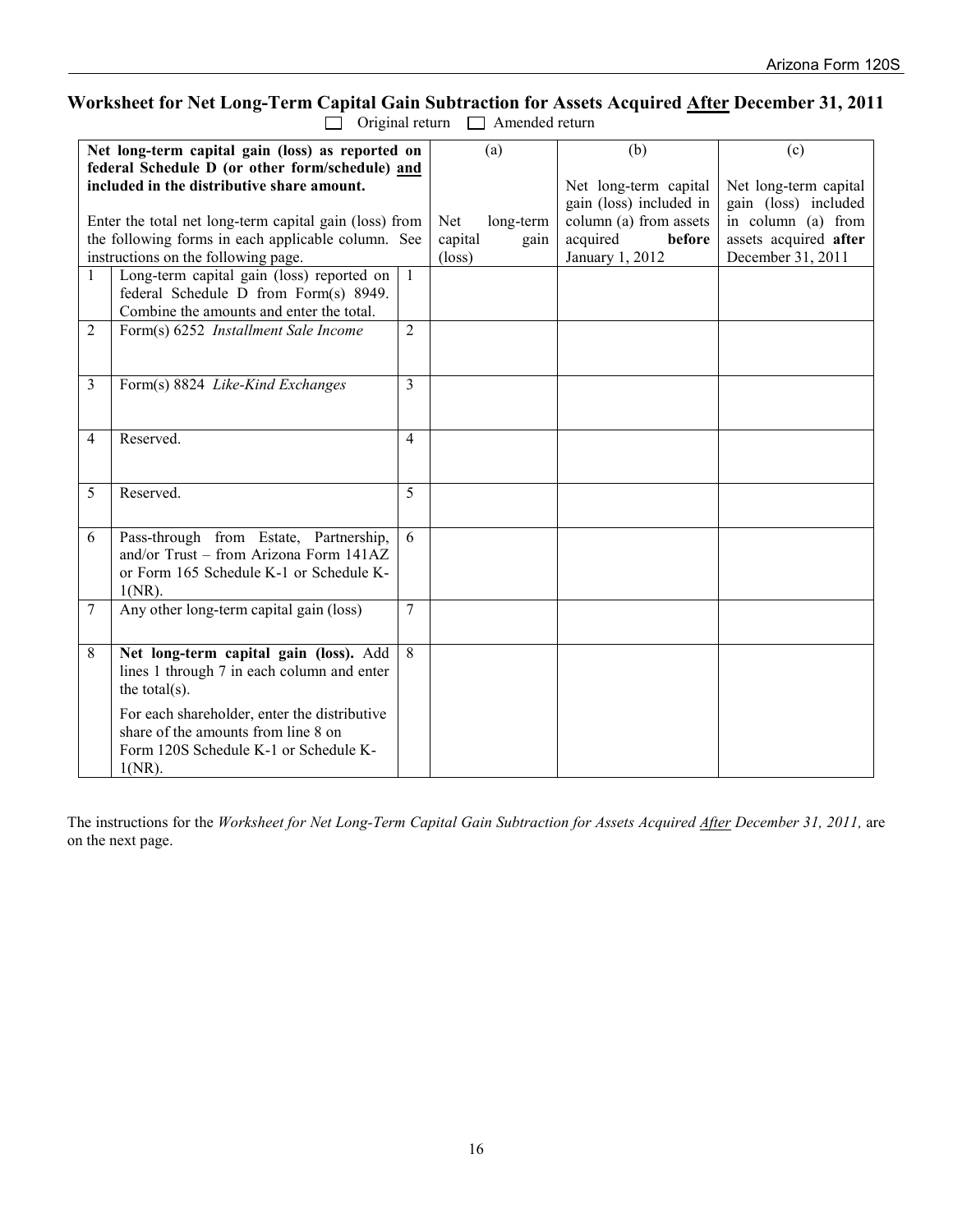# Worksheet for Net Long-Term Capital Gain Subtraction for Assets Acquired After December 31, 2011

☐ Original return ☐ Amended return

| **Net long-term capital gain (loss) as reported on federal Schedule D (or other form/schedule) and included in the distributive share amount.** Enter the total net long-term capital gain (loss) from the following forms in each applicable column. See instructions on the following page. | | | (a) Net long-term capital gain (loss) | (b) Net long-term capital gain (loss) included in column (a) from assets acquired **before** January 1, 2012 | (c) Net long-term capital gain (loss) included in column (a) from assets acquired **after** December 31, 2011 |
|---|---|---|---|---|---|
| 1 | Long-term capital gain (loss) reported on federal Schedule D from Form(s) 8949. Combine the amounts and enter the total. | 1 | | | |
| 2 | Form(s) 6252 *Installment Sale Income* | 2 | | | |
| 3 | Form(s) 8824 *Like-Kind Exchanges* | 3 | | | |
| 4 | Reserved. | 4 | | | |
| 5 | Reserved. | 5 | | | |
| 6 | Pass-through from Estate, Partnership, and/or Trust – from Arizona Form 141AZ or Form 165 Schedule K-1 or Schedule K-1(NR). | 6 | | | |
| 7 | Any other long-term capital gain (loss) | 7 | | | |
| 8 | **Net long-term capital gain (loss).** Add lines 1 through 7 in each column and enter the total(s). For each shareholder, enter the distributive share of the amounts from line 8 on Form 120S Schedule K-1 or Schedule K-1(NR). | 8 | | | |

The instructions for the *Worksheet for Net Long-Term Capital Gain Subtraction for Assets Acquired After December 31, 2011,* are on the next page.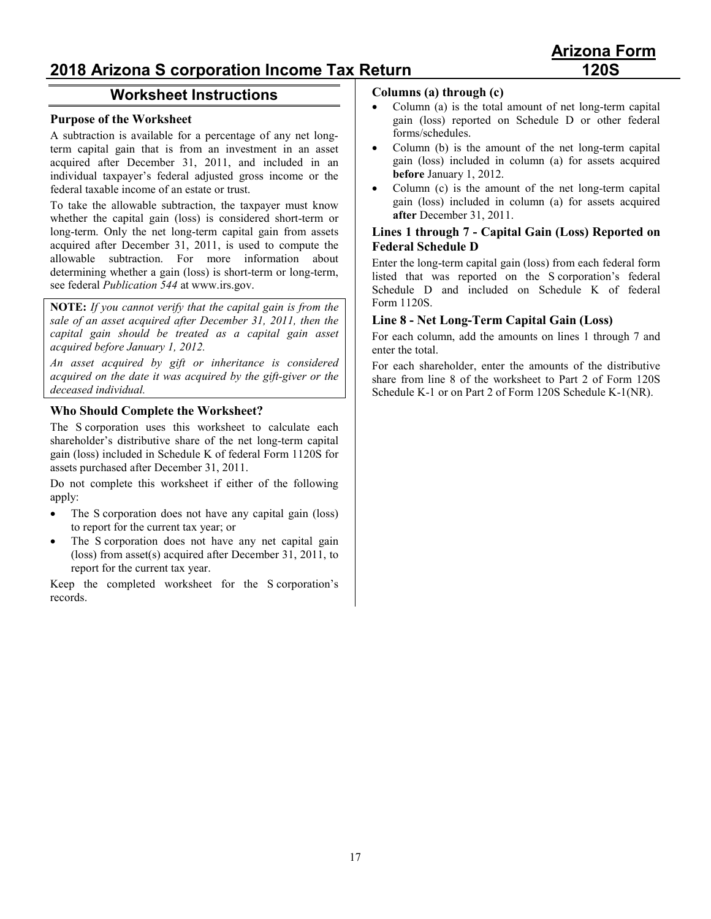# 2018 Arizona S corporation Income Tax Return — Arizona Form 120S

## Worksheet Instructions

### Purpose of the Worksheet

A subtraction is available for a percentage of any net long-term capital gain that is from an investment in an asset acquired after December 31, 2011, and included in an individual taxpayer's federal adjusted gross income or the federal taxable income of an estate or trust.

To take the allowable subtraction, the taxpayer must know whether the capital gain (loss) is considered short-term or long-term. Only the net long-term capital gain from assets acquired after December 31, 2011, is used to compute the allowable subtraction. For more information about determining whether a gain (loss) is short-term or long-term, see federal *Publication 544* at www.irs.gov.

> **NOTE:** *If you cannot verify that the capital gain is from the sale of an asset acquired after December 31, 2011, then the capital gain should be treated as a capital gain asset acquired before January 1, 2012.*
>
> *An asset acquired by gift or inheritance is considered acquired on the date it was acquired by the gift-giver or the deceased individual.*

### Who Should Complete the Worksheet?

The S corporation uses this worksheet to calculate each shareholder's distributive share of the net long-term capital gain (loss) included in Schedule K of federal Form 1120S for assets purchased after December 31, 2011.

Do not complete this worksheet if either of the following apply:

- The S corporation does not have any capital gain (loss) to report for the current tax year; or
- The S corporation does not have any net capital gain (loss) from asset(s) acquired after December 31, 2011, to report for the current tax year.

Keep the completed worksheet for the S corporation's records.

### Columns (a) through (c)

- Column (a) is the total amount of net long-term capital gain (loss) reported on Schedule D or other federal forms/schedules.
- Column (b) is the amount of the net long-term capital gain (loss) included in column (a) for assets acquired **before** January 1, 2012.
- Column (c) is the amount of the net long-term capital gain (loss) included in column (a) for assets acquired **after** December 31, 2011.

### Lines 1 through 7 - Capital Gain (Loss) Reported on Federal Schedule D

Enter the long-term capital gain (loss) from each federal form listed that was reported on the S corporation's federal Schedule D and included on Schedule K of federal Form 1120S.

### Line 8 - Net Long-Term Capital Gain (Loss)

For each column, add the amounts on lines 1 through 7 and enter the total.

For each shareholder, enter the amounts of the distributive share from line 8 of the worksheet to Part 2 of Form 120S Schedule K-1 or on Part 2 of Form 120S Schedule K-1(NR).